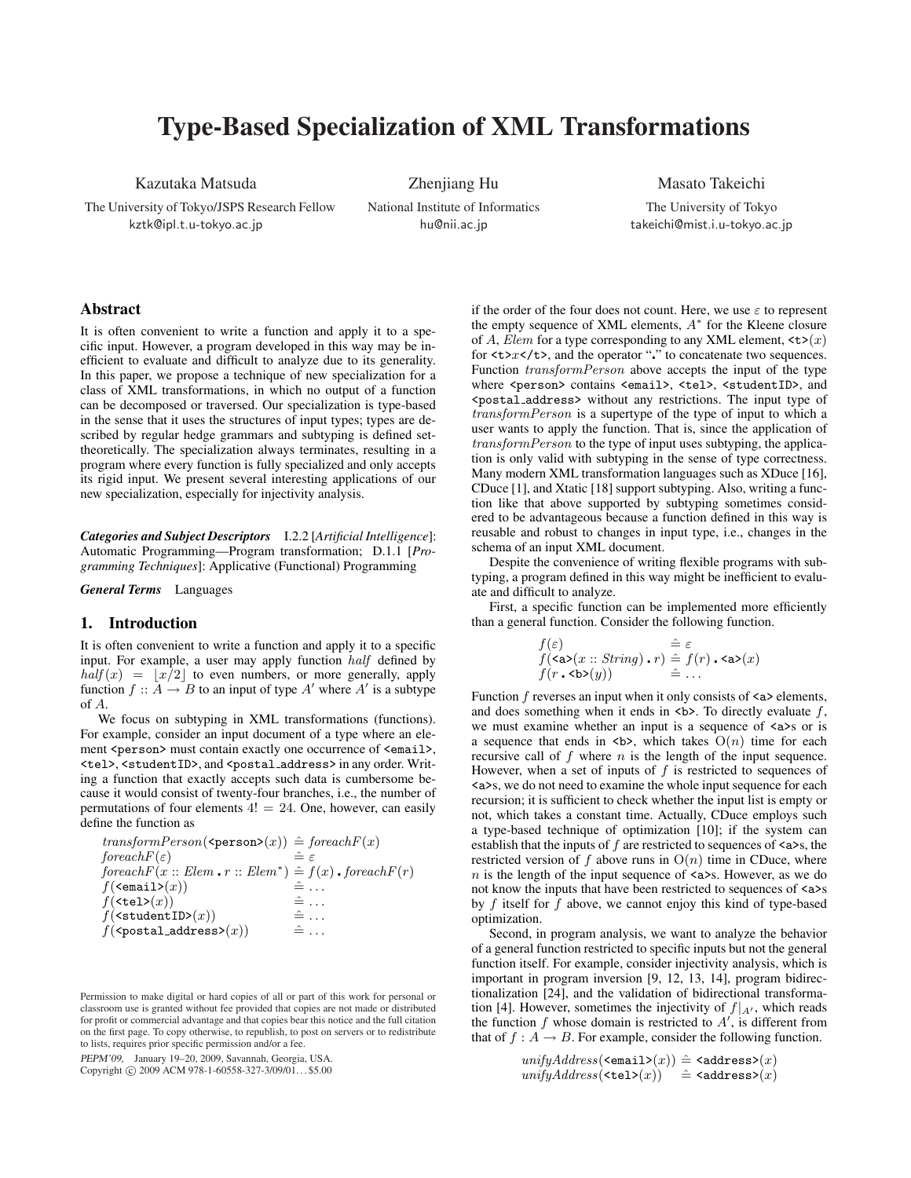# Type-Based Specialization of XML Transformations

Kazutaka Matsuda
The University of Tokyo/JSPS Research Fellow
kztk@ipl.t.u-tokyo.ac.jp

Zhenjiang Hu
National Institute of Informatics
hu@nii.ac.jp

Masato Takeichi
The University of Tokyo
takeichi@mist.i.u-tokyo.ac.jp

## Abstract

It is often convenient to write a function and apply it to a specific input. However, a program developed in this way may be inefficient to evaluate and difficult to analyze due to its generality. In this paper, we propose a technique of new specialization for a class of XML transformations, in which no output of a function can be decomposed or traversed. Our specialization is type-based in the sense that it uses the structures of input types; types are described by regular hedge grammars and subtyping is defined set-theoretically. The specialization always terminates, resulting in a program where every function is fully specialized and only accepts its rigid input. We present several interesting applications of our new specialization, especially for injectivity analysis.

***Categories and Subject Descriptors*** I.2.2 [*Artificial Intelligence*]: Automatic Programming—Program transformation; D.1.1 [*Programming Techniques*]: Applicative (Functional) Programming

***General Terms*** Languages

## 1. Introduction

It is often convenient to write a function and apply it to a specific input. For example, a user may apply function $half$ defined by $half(x) = \lfloor x/2 \rfloor$ to even numbers, or more generally, apply function $f :: A \to B$ to an input of type $A'$ where $A'$ is a subtype of $A$.

We focus on subtyping in XML transformations (functions). For example, consider an input document of a type where an element <person> must contain exactly one occurrence of <email>, <tel>, <studentID>, and <postal_address> in any order. Writing a function that exactly accepts such data is cumbersome because it would consist of twenty-four branches, i.e., the number of permutations of four elements $4! = 24$. One, however, can easily define the function as

$$
\begin{array}{ll}
transformPerson(\texttt{<person>}(x)) & \hat{=}\ foreachF(x) \\
foreachF(\varepsilon) & \hat{=}\ \varepsilon \\
foreachF(x :: Elem \,.\, r :: Elem^*) & \hat{=}\ f(x) \,.\, foreachF(r) \\
f(\texttt{<email>}(x)) & \hat{=}\ \ldots \\
f(\texttt{<tel>}(x)) & \hat{=}\ \ldots \\
f(\texttt{<studentID>}(x)) & \hat{=}\ \ldots \\
f(\texttt{<postal\_address>}(x)) & \hat{=}\ \ldots
\end{array}
$$

if the order of the four does not count. Here, we use $\varepsilon$ to represent the empty sequence of XML elements, $A^*$ for the Kleene closure of $A$, $Elem$ for a type corresponding to any XML element, <t>$(x)$ for <t>$x$</t>, and the operator "." to concatenate two sequences. Function $transformPerson$ above accepts the input of the type where <person> contains <email>, <tel>, <studentID>, and <postal_address> without any restrictions. The input type of $transformPerson$ is a supertype of the type of input to which a user wants to apply the function. That is, since the application of $transformPerson$ to the type of input uses subtyping, the application is only valid with subtyping in the sense of type correctness. Many modern XML transformation languages such as XDuce [16], CDuce [1], and Xtatic [18] support subtyping. Also, writing a function like that above supported by subtyping sometimes considered to be advantageous because a function defined in this way is reusable and robust to changes in input type, i.e., changes in the schema of an input XML document.

Despite the convenience of writing flexible programs with subtyping, a program defined in this way might be inefficient to evaluate and difficult to analyze.

First, a specific function can be implemented more efficiently than a general function. Consider the following function.

$$
\begin{array}{ll}
f(\varepsilon) & \hat{=}\ \varepsilon \\
f(\texttt{<a>}(x :: String) \,.\, r) & \hat{=}\ f(r) \,.\, \texttt{<a>}(x) \\
f(r \,.\, \texttt{<b>}(y)) & \hat{=}\ \ldots
\end{array}
$$

Function $f$ reverses an input when it only consists of <a> elements, and does something when it ends in <b>. To directly evaluate $f$, we must examine whether an input is a sequence of <a>s or is a sequence that ends in <b>, which takes $O(n)$ time for each recursive call of $f$ where $n$ is the length of the input sequence. However, when a set of inputs of $f$ is restricted to sequences of <a>s, we do not need to examine the whole input sequence for each recursion; it is sufficient to check whether the input list is empty or not, which takes a constant time. Actually, CDuce employs such a type-based technique of optimization [10]; if the system can establish that the inputs of $f$ are restricted to sequences of <a>s, the restricted version of $f$ above runs in $O(n)$ time in CDuce, where $n$ is the length of the input sequence of <a>s. However, as we do not know the inputs that have been restricted to sequences of <a>s by $f$ itself for $f$ above, we cannot enjoy this kind of type-based optimization.

Second, in program analysis, we want to analyze the behavior of a general function restricted to specific inputs but not the general function itself. For example, consider injectivity analysis, which is important in program inversion [9, 12, 13, 14], program bidirectionalization [24], and the validation of bidirectional transformation [4]. However, sometimes the injectivity of $f|_{A'}$, which reads the function $f$ whose domain is restricted to $A'$, is different from that of $f : A \to B$. For example, consider the following function.

$$
\begin{array}{ll}
unifyAddress(\texttt{<email>}(x)) & \hat{=}\ \texttt{<address>}(x) \\
unifyAddress(\texttt{<tel>}(x)) & \hat{=}\ \texttt{<address>}(x)
\end{array}
$$

Permission to make digital or hard copies of all or part of this work for personal or classroom use is granted without fee provided that copies are not made or distributed for profit or commercial advantage and that copies bear this notice and the full citation on the first page. To copy otherwise, to republish, to post on servers or to redistribute to lists, requires prior specific permission and/or a fee.

*PEPM'09*, January 19–20, 2009, Savannah, Georgia, USA.
Copyright © 2009 ACM 978-1-60558-327-3/09/01... $5.00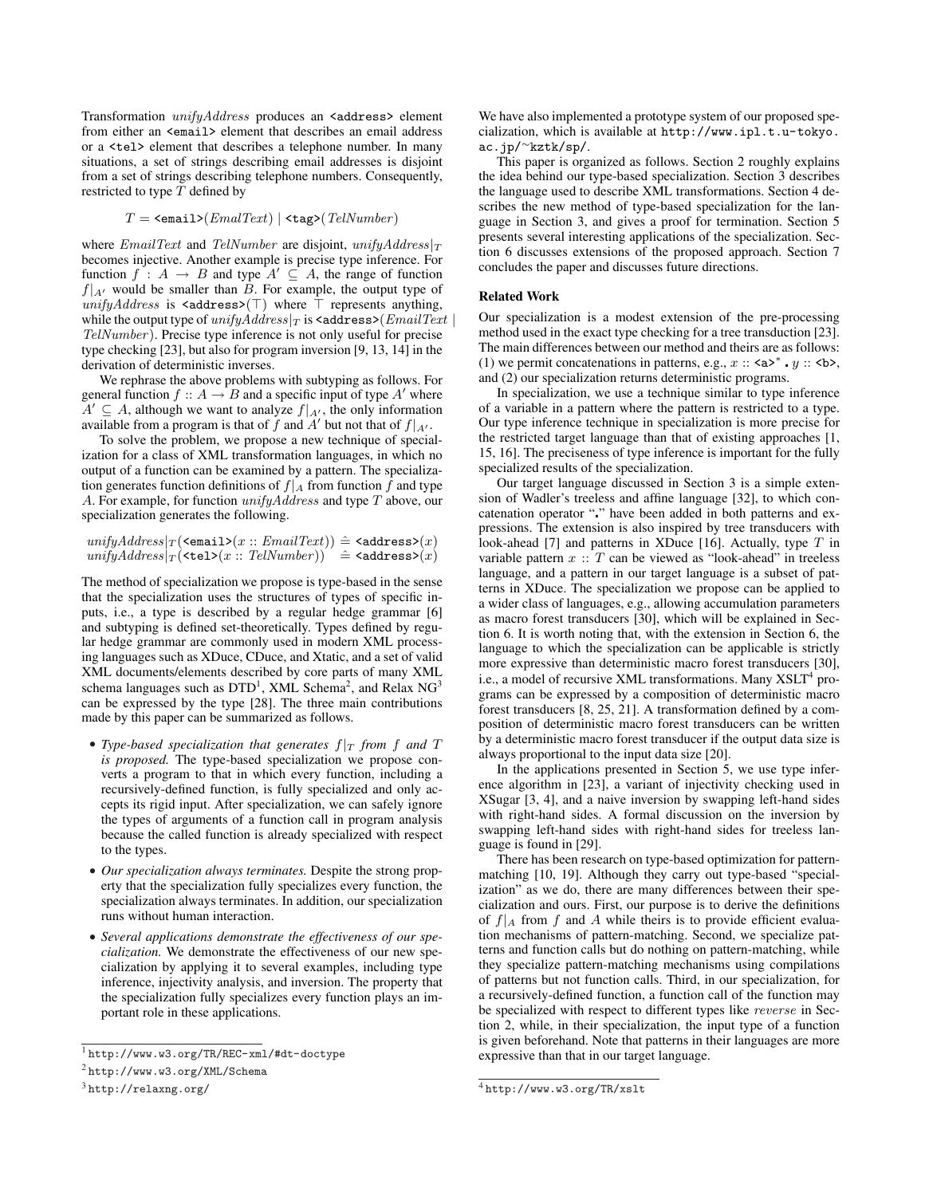Transformation *unifyAddress* produces an `<address>` element from either an `<email>` element that describes an email address or a `<tel>` element that describes a telephone number. In many situations, a set of strings describing email addresses is disjoint from a set of strings describing telephone numbers. Consequently, restricted to type $T$ defined by

$$T = \texttt{<email>}(\mathit{EmalText}) \mid \texttt{<tag>}(\mathit{TelNumber})$$

where $\mathit{EmailText}$ and $\mathit{TelNumber}$ are disjoint, $\mathit{unifyAddress}|_T$ becomes injective. Another example is precise type inference. For function $f : A \rightarrow B$ and type $A' \subseteq A$, the range of function $f|_{A'}$ would be smaller than $B$. For example, the output type of $\mathit{unifyAddress}$ is $\texttt{<address>}(\top)$ where $\top$ represents anything, while the output type of $\mathit{unifyAddress}|_T$ is $\texttt{<address>}(\mathit{EmailText} \mid \mathit{TelNumber})$. Precise type inference is not only useful for precise type checking [23], but also for program inversion [9, 13, 14] in the derivation of deterministic inverses.

We rephrase the above problems with subtyping as follows. For general function $f :: A \rightarrow B$ and a specific input of type $A'$ where $A' \subseteq A$, although we want to analyze $f|_{A'}$, the only information available from a program is that of $f$ and $A'$ but not that of $f|_{A'}$.

To solve the problem, we propose a new technique of specialization for a class of XML transformation languages, in which no output of a function can be examined by a pattern. The specialization generates function definitions of $f|_A$ from function $f$ and type $A$. For example, for function $\mathit{unifyAddress}$ and type $T$ above, our specialization generates the following.

$$\mathit{unifyAddress}|_T(\texttt{<email>}(x :: \mathit{EmailText})) \hat{=} \texttt{<address>}(x)$$
$$\mathit{unifyAddress}|_T(\texttt{<tel>}(x :: \mathit{TelNumber})) \hat{=} \texttt{<address>}(x)$$

The method of specialization we propose is type-based in the sense that the specialization uses the structures of types of specific inputs, i.e., a type is described by a regular hedge grammar [6] and subtyping is defined set-theoretically. Types defined by regular hedge grammar are commonly used in modern XML processing languages such as XDuce, CDuce, and Xtatic, and a set of valid XML documents/elements described by core parts of many XML schema languages such as DTD[1], XML Schema[2], and Relax NG[3] can be expressed by the type [28]. The three main contributions made by this paper can be summarized as follows.

- *Type-based specialization that generates $f|_T$ from $f$ and $T$ is proposed.* The type-based specialization we propose converts a program to that in which every function, including a recursively-defined function, is fully specialized and only accepts its rigid input. After specialization, we can safely ignore the types of arguments of a function call in program analysis because the called function is already specialized with respect to the types.
- *Our specialization always terminates.* Despite the strong property that the specialization fully specializes every function, the specialization always terminates. In addition, our specialization runs without human interaction.
- *Several applications demonstrate the effectiveness of our specialization.* We demonstrate the effectiveness of our new specialization by applying it to several examples, including type inference, injectivity analysis, and inversion. The property that the specialization fully specializes every function plays an important role in these applications.

We have also implemented a prototype system of our proposed specialization, which is available at `http://www.ipl.t.u-tokyo.ac.jp/~kztk/sp/`.

This paper is organized as follows. Section 2 roughly explains the idea behind our type-based specialization. Section 3 describes the language used to describe XML transformations. Section 4 describes the new method of type-based specialization for the language in Section 3, and gives a proof for termination. Section 5 presents several interesting applications of the specialization. Section 6 discusses extensions of the proposed approach. Section 7 concludes the paper and discusses future directions.

### Related Work

Our specialization is a modest extension of the pre-processing method used in the exact type checking for a tree transduction [23]. The main differences between our method and theirs are as follows: (1) we permit concatenations in patterns, e.g., $x :: \texttt{<a>}^* \,\textbf{.}\, y :: \texttt{<b>}$, and (2) our specialization returns deterministic programs.

In specialization, we use a technique similar to type inference of a variable in a pattern where the pattern is restricted to a type. Our type inference technique in specialization is more precise for the restricted target language than that of existing approaches [1, 15, 16]. The preciseness of type inference is important for the fully specialized results of the specialization.

Our target language discussed in Section 3 is a simple extension of Wadler's treeless and affine language [32], to which concatenation operator "**.**" have been added in both patterns and expressions. The extension is also inspired by tree transducers with look-ahead [7] and patterns in XDuce [16]. Actually, type $T$ in variable pattern $x :: T$ can be viewed as "look-ahead" in treeless language, and a pattern in our target language is a subset of patterns in XDuce. The specialization we propose can be applied to a wider class of languages, e.g., allowing accumulation parameters as macro forest transducers [30], which will be explained in Section 6. It is worth noting that, with the extension in Section 6, the language to which the specialization can be applicable is strictly more expressive than deterministic macro forest transducers [30], i.e., a model of recursive XML transformations. Many XSLT[4] programs can be expressed by a composition of deterministic macro forest transducers [8, 25, 21]. A transformation defined by a composition of deterministic macro forest transducers can be written by a deterministic macro forest transducer if the output data size is always proportional to the input data size [20].

In the applications presented in Section 5, we use type inference algorithm in [23], a variant of injectivity checking used in XSugar [3, 4], and a naive inversion by swapping left-hand sides with right-hand sides. A formal discussion on the inversion by swapping left-hand sides with right-hand sides for treeless language is found in [29].

There has been research on type-based optimization for pattern-matching [10, 19]. Although they carry out type-based "specialization" as we do, there are many differences between their specialization and ours. First, our purpose is to derive the definitions of $f|_A$ from $f$ and $A$ while theirs is to provide efficient evaluation mechanisms of pattern-matching. Second, we specialize patterns and function calls but do nothing on pattern-matching, while they specialize pattern-matching mechanisms using compilations of patterns but not function calls. Third, in our specialization, for a recursively-defined function, a function call of the function may be specialized with respect to different types like *reverse* in Section 2, while, in their specialization, the input type of a function is given beforehand. Note that patterns in their languages are more expressive than that in our target language.

---

[1] `http://www.w3.org/TR/REC-xml/#dt-doctype`

[2] `http://www.w3.org/XML/Schema`

[3] `http://relaxng.org/`

[4] `http://www.w3.org/TR/xslt`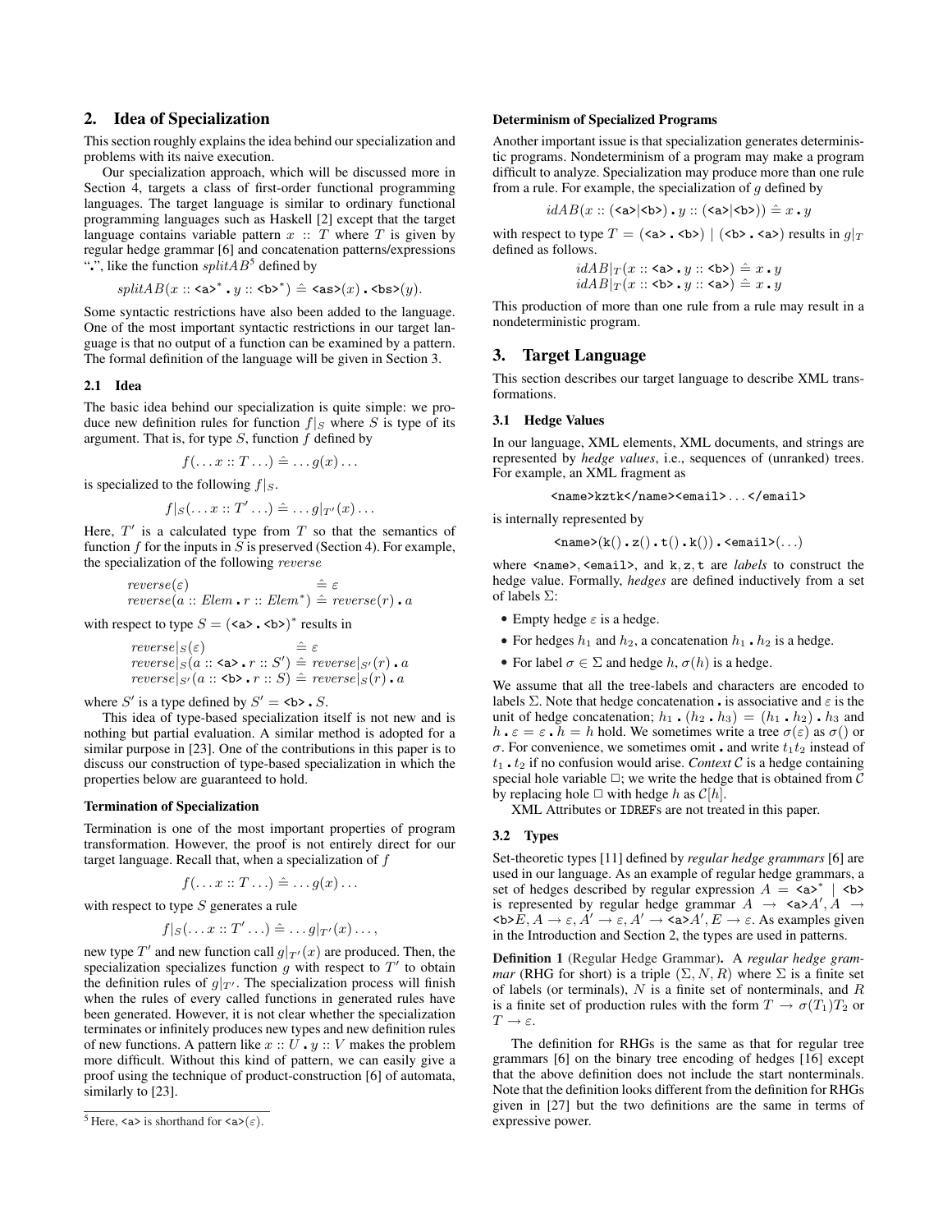## 2. Idea of Specialization

This section roughly explains the idea behind our specialization and problems with its naive execution.

Our specialization approach, which will be discussed more in Section 4, targets a class of first-order functional programming languages. The target language is similar to ordinary functional programming languages such as Haskell [2] except that the target language contains variable pattern $x :: T$ where $T$ is given by regular hedge grammar [6] and concatenation patterns/expressions "$\centerdot$", like the function $splitAB$[5] defined by

$$splitAB(x :: \texttt{<a>}^* \centerdot y :: \texttt{<b>}^*) \mathrel{\hat{=}} \texttt{<as>}(x) \centerdot \texttt{<bs>}(y).$$

Some syntactic restrictions have also been added to the language. One of the most important syntactic restrictions in our target language is that no output of a function can be examined by a pattern. The formal definition of the language will be given in Section 3.

### 2.1 Idea

The basic idea behind our specialization is quite simple: we produce new definition rules for function $f|_S$ where $S$ is type of its argument. That is, for type $S$, function $f$ defined by

$$f(\ldots x :: T \ldots) \mathrel{\hat{=}} \ldots g(x) \ldots$$

is specialized to the following $f|_S$.

$$f|_S(\ldots x :: T' \ldots) \mathrel{\hat{=}} \ldots g|_{T'}(x) \ldots$$

Here, $T'$ is a calculated type from $T$ so that the semantics of function $f$ for the inputs in $S$ is preserved (Section 4). For example, the specialization of the following $reverse$

$$\begin{array}{ll} reverse(\varepsilon) & \mathrel{\hat{=}} \varepsilon \\ reverse(a :: Elem \centerdot r :: Elem^*) & \mathrel{\hat{=}} reverse(r) \centerdot a \end{array}$$

with respect to type $S = (\texttt{<a>} \centerdot \texttt{<b>})^*$ results in

$$\begin{array}{ll} reverse|_S(\varepsilon) & \mathrel{\hat{=}} \varepsilon \\ reverse|_S(a :: \texttt{<a>} \centerdot r :: S') & \mathrel{\hat{=}} reverse|_{S'}(r) \centerdot a \\ reverse|_{S'}(a :: \texttt{<b>} \centerdot r :: S) & \mathrel{\hat{=}} reverse|_S(r) \centerdot a \end{array}$$

where $S'$ is a type defined by $S' = \texttt{<b>} \centerdot S$.

This idea of type-based specialization itself is not new and is nothing but partial evaluation. A similar method is adopted for a similar purpose in [23]. One of the contributions in this paper is to discuss our construction of type-based specialization in which the properties below are guaranteed to hold.

#### Termination of Specialization

Termination is one of the most important properties of program transformation. However, the proof is not entirely direct for our target language. Recall that, when a specialization of $f$

$$f(\ldots x :: T \ldots) \mathrel{\hat{=}} \ldots g(x) \ldots$$

with respect to type $S$ generates a rule

$$f|_S(\ldots x :: T' \ldots) \mathrel{\hat{=}} \ldots g|_{T'}(x) \ldots,$$

new type $T'$ and new function call $g|_{T'}(x)$ are produced. Then, the specialization specializes function $g$ with respect to $T'$ to obtain the definition rules of $g|_{T'}$. The specialization process will finish when the rules of every called functions in generated rules have been generated. However, it is not clear whether the specialization terminates or infinitely produces new types and new definition rules of new functions. A pattern like $x :: U \centerdot y :: V$ makes the problem more difficult. Without this kind of pattern, we can easily give a proof using the technique of product-construction [6] of automata, similarly to [23].

[5] Here, `<a>` is shorthand for $\texttt{<a>}(\varepsilon)$.

#### Determinism of Specialized Programs

Another important issue is that specialization generates deterministic programs. Nondeterminism of a program may make a program difficult to analyze. Specialization may produce more than one rule from a rule. For example, the specialization of $g$ defined by

$$idAB(x :: (\texttt{<a>}|\texttt{<b>}) \centerdot y :: (\texttt{<a>}|\texttt{<b>})) \mathrel{\hat{=}} x \centerdot y$$

with respect to type $T = (\texttt{<a>} \centerdot \texttt{<b>}) \mid (\texttt{<b>} \centerdot \texttt{<a>})$ results in $g|_T$ defined as follows.

$$\begin{array}{l} idAB|_T(x :: \texttt{<a>} \centerdot y :: \texttt{<b>}) \mathrel{\hat{=}} x \centerdot y \\ idAB|_T(x :: \texttt{<b>} \centerdot y :: \texttt{<a>}) \mathrel{\hat{=}} x \centerdot y \end{array}$$

This production of more than one rule from a rule may result in a nondeterministic program.

## 3. Target Language

This section describes our target language to describe XML transformations.

### 3.1 Hedge Values

In our language, XML elements, XML documents, and strings are represented by *hedge values*, i.e., sequences of (unranked) trees. For example, an XML fragment as

```
<name>kztk</name><email>...</email>
```

is internally represented by

$$\texttt{<name>}(\texttt{k}() \centerdot \texttt{z}() \centerdot \texttt{t}() \centerdot \texttt{k}()) \centerdot \texttt{<email>}(\ldots)$$

where `<name>`, `<email>`, and `k`, `z`, `t` are *labels* to construct the hedge value. Formally, *hedges* are defined inductively from a set of labels $\Sigma$:

- Empty hedge $\varepsilon$ is a hedge.
- For hedges $h_1$ and $h_2$, a concatenation $h_1 \centerdot h_2$ is a hedge.
- For label $\sigma \in \Sigma$ and hedge $h$, $\sigma(h)$ is a hedge.

We assume that all the tree-labels and characters are encoded to labels $\Sigma$. Note that hedge concatenation $\centerdot$ is associative and $\varepsilon$ is the unit of hedge concatenation; $h_1 \centerdot (h_2 \centerdot h_3) = (h_1 \centerdot h_2) \centerdot h_3$ and $h \centerdot \varepsilon = \varepsilon \centerdot h = h$ hold. We sometimes write a tree $\sigma(\varepsilon)$ as $\sigma()$ or $\sigma$. For convenience, we sometimes omit $\centerdot$ and write $t_1 t_2$ instead of $t_1 \centerdot t_2$ if no confusion would arise. *Context* $\mathcal{C}$ is a hedge containing special hole variable $\square$; we write the hedge that is obtained from $\mathcal{C}$ by replacing hole $\square$ with hedge $h$ as $\mathcal{C}[h]$.

XML Attributes or `IDREF`s are not treated in this paper.

### 3.2 Types

Set-theoretic types [11] defined by *regular hedge grammars* [6] are used in our language. As an example of regular hedge grammars, a set of hedges described by regular expression $A = \texttt{<a>}^* \mid \texttt{<b>}$ is represented by regular hedge grammar $A \to \texttt{<a>}A', A \to \texttt{<b>}E, A \to \varepsilon, A' \to \varepsilon, A' \to \texttt{<a>}A', E \to \varepsilon$. As examples given in the Introduction and Section 2, the types are used in patterns.

**Definition 1** (Regular Hedge Grammar)**.** A *regular hedge grammar* (RHG for short) is a triple $(\Sigma, N, R)$ where $\Sigma$ is a finite set of labels (or terminals), $N$ is a finite set of nonterminals, and $R$ is a finite set of production rules with the form $T \to \sigma(T_1)T_2$ or $T \to \varepsilon$.

The definition for RHGs is the same as that for regular tree grammars [6] on the binary tree encoding of hedges [16] except that the above definition does not include the start nonterminals. Note that the definition looks different from the definition for RHGs given in [27] but the two definitions are the same in terms of expressive power.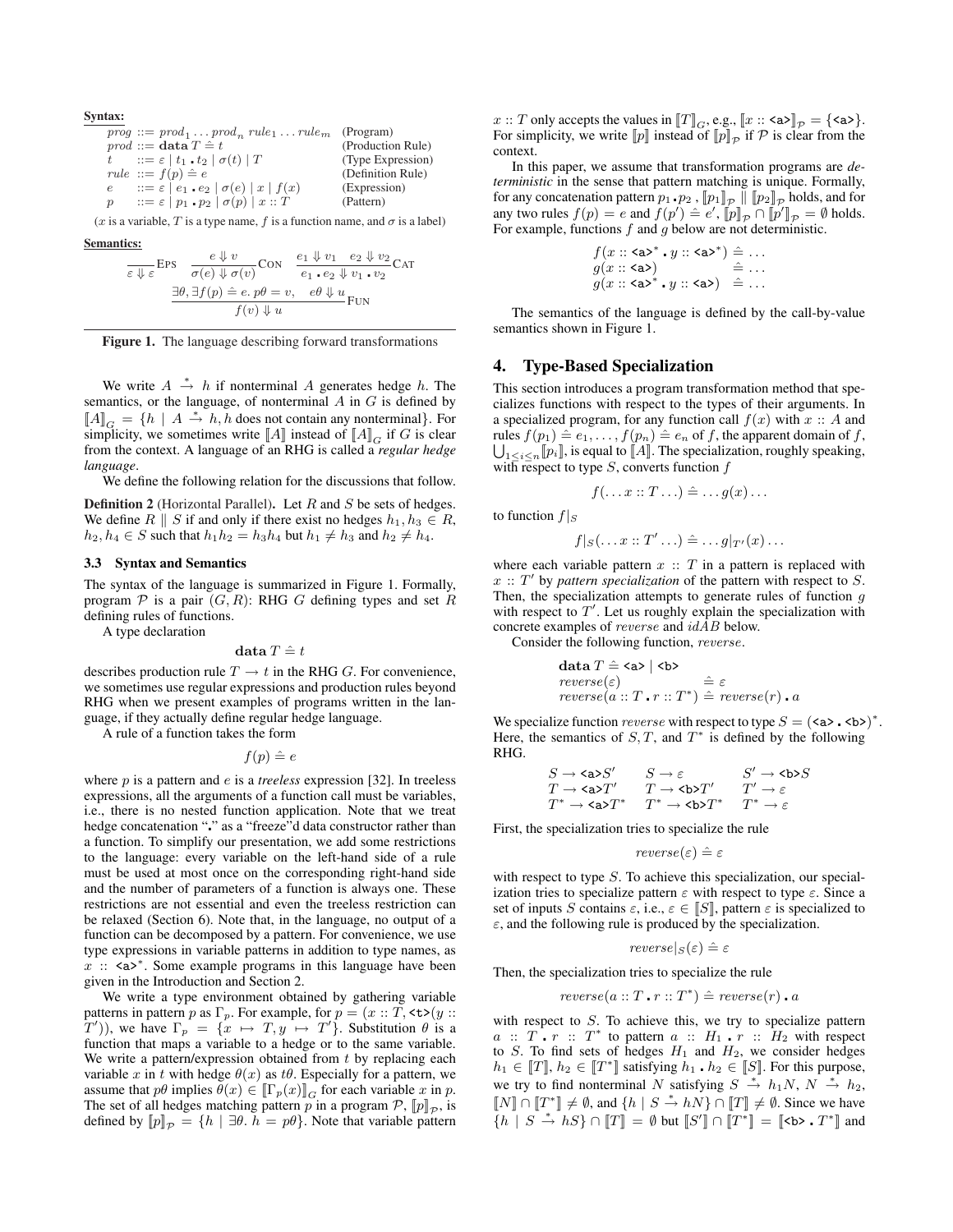**Syntax:**

$$
\begin{array}{llll}
prog & ::= & prod_1 \ldots prod_n \; rule_1 \ldots rule_m & \text{(Program)} \\
prod & ::= & \textbf{data}\; T \doteq t & \text{(Production Rule)} \\
t & ::= & \varepsilon \mid t_1 \,\centerdot\, t_2 \mid \sigma(t) \mid T & \text{(Type Expression)} \\
rule & ::= & f(p) \doteq e & \text{(Definition Rule)} \\
e & ::= & \varepsilon \mid e_1 \,\centerdot\, e_2 \mid \sigma(e) \mid x \mid f(x) & \text{(Expression)} \\
p & ::= & \varepsilon \mid p_1 \,\centerdot\, p_2 \mid \sigma(p) \mid x :: T & \text{(Pattern)}
\end{array}
$$

($x$ is a variable, $T$ is a type name, $f$ is a function name, and $\sigma$ is a label)

**Semantics:**

$$
\frac{}{\varepsilon \Downarrow \varepsilon}\textsc{Eps} \qquad \frac{e \Downarrow v}{\sigma(e) \Downarrow \sigma(v)}\textsc{Con} \qquad \frac{e_1 \Downarrow v_1 \quad e_2 \Downarrow v_2}{e_1 \,\centerdot\, e_2 \Downarrow v_1 \,\centerdot\, v_2}\textsc{Cat}
$$

$$
\frac{\exists \theta, \exists f(p) \doteq e.\; p\theta = v, \quad e\theta \Downarrow u}{f(v) \Downarrow u}\textsc{Fun}
$$

**Figure 1.** The language describing forward transformations

We write $A \xrightarrow{*} h$ if nonterminal $A$ generates hedge $h$. The semantics, or the language, of nonterminal $A$ in $G$ is defined by $[\![A]\!]_G = \{h \mid A \xrightarrow{*} h, h \text{ does not contain any nonterminal}\}$. For simplicity, we sometimes write $[\![A]\!]$ instead of $[\![A]\!]_G$ if $G$ is clear from the context. A language of an RHG is called a *regular hedge language*.

We define the following relation for the discussions that follow.

**Definition 2** (Horizontal Parallel)**.** Let $R$ and $S$ be sets of hedges. We define $R \parallel S$ if and only if there exist no hedges $h_1, h_3 \in R$, $h_2, h_4 \in S$ such that $h_1 h_2 = h_3 h_4$ but $h_1 \neq h_3$ and $h_2 \neq h_4$.

### 3.3 Syntax and Semantics

The syntax of the language is summarized in Figure 1. Formally, program $\mathcal{P}$ is a pair $(G, R)$: RHG $G$ defining types and set $R$ defining rules of functions.

A type declaration

$$\textbf{data}\; T \doteq t$$

describes production rule $T \to t$ in the RHG $G$. For convenience, we sometimes use regular expressions and production rules beyond RHG when we present examples of programs written in the language, if they actually define regular hedge language.

A rule of a function takes the form

$$f(p) \doteq e$$

where $p$ is a pattern and $e$ is a *treeless* expression [32]. In treeless expressions, all the arguments of a function call must be variables, i.e., there is no nested function application. Note that we treat hedge concatenation "$\centerdot$" as a "freeze"d data constructor rather than a function. To simplify our presentation, we add some restrictions to the language: every variable on the left-hand side of a rule must be used at most once on the corresponding right-hand side and the number of parameters of a function is always one. These restrictions are not essential and even the treeless restriction can be relaxed (Section 6). Note that, in the language, no output of a function can be decomposed by a pattern. For convenience, we use type expressions in variable patterns in addition to type names, as $x$ :: <a>$^*$. Some example programs in this language have been given in the Introduction and Section 2.

We write a type environment obtained by gathering variable patterns in pattern $p$ as $\Gamma_p$. For example, for $p = (x :: T, \texttt{<t>}(y :: T'))$, we have $\Gamma_p = \{x \mapsto T, y \mapsto T'\}$. Substitution $\theta$ is a function that maps a variable to a hedge or to the same variable. We write a pattern/expression obtained from $t$ by replacing each variable $x$ in $t$ with hedge $\theta(x)$ as $t\theta$. Especially for a pattern, we assume that $p\theta$ implies $\theta(x) \in [\![\Gamma_p(x)]\!]_G$ for each variable $x$ in $p$. The set of all hedges matching pattern $p$ in a program $\mathcal{P}$, $[\![p]\!]_{\mathcal{P}}$, is defined by $[\![p]\!]_{\mathcal{P}} = \{h \mid \exists\theta.\; h = p\theta\}$. Note that variable pattern $x :: T$ only accepts the values in $[\![T]\!]_G$, e.g., $[\![x :: \texttt{<a>}]\!]_{\mathcal{P}} = \{\texttt{<a>}\}$. For simplicity, we write $[\![p]\!]$ instead of $[\![p]\!]_{\mathcal{P}}$ if $\mathcal{P}$ is clear from the context.

In this paper, we assume that transformation programs are *deterministic* in the sense that pattern matching is unique. Formally, for any concatenation pattern $p_1 \,\centerdot\, p_2$, $[\![p_1]\!]_{\mathcal{P}} \parallel [\![p_2]\!]_{\mathcal{P}}$ holds, and for any two rules $f(p) \doteq e$ and $f(p') \doteq e'$, $[\![p]\!]_{\mathcal{P}} \cap [\![p']\!]_{\mathcal{P}} = \emptyset$ holds. For example, functions $f$ and $g$ below are not deterministic.

$$
\begin{array}{ll}
f(x :: \texttt{<a>}^* \,\centerdot\, y :: \texttt{<a>}^*) & \doteq \ldots \\
g(x :: \texttt{<a>}) & \doteq \ldots \\
g(x :: \texttt{<a>}^* \,\centerdot\, y :: \texttt{<a>}) & \doteq \ldots
\end{array}
$$

The semantics of the language is defined by the call-by-value semantics shown in Figure 1.

## 4. Type-Based Specialization

This section introduces a program transformation method that specializes functions with respect to the types of their arguments. In a specialized program, for any function call $f(x)$ with $x :: A$ and rules $f(p_1) \doteq e_1, \ldots, f(p_n) \doteq e_n$ of $f$, the apparent domain of $f$, $\bigcup_{1 \leq i \leq n} [\![p_i]\!]$, is equal to $[\![A]\!]$. The specialization, roughly speaking, with respect to type $S$, converts function $f$

$$f(\ldots x :: T \ldots) \doteq \ldots g(x) \ldots$$

to function $f|_S$

$$f|_S(\ldots x :: T' \ldots) \doteq \ldots g|_{T'}(x) \ldots$$

where each variable pattern $x :: T$ in a pattern is replaced with $x :: T'$ by *pattern specialization* of the pattern with respect to $S$. Then, the specialization attempts to generate rules of function $g$ with respect to $T'$. Let us roughly explain the specialization with concrete examples of $reverse$ and $idAB$ below.

Consider the following function, $reverse$.

$$
\begin{array}{ll}
\textbf{data}\; T \doteq \texttt{<a>} \mid \texttt{<b>} & \\
reverse(\varepsilon) & \doteq \varepsilon \\
reverse(a :: T \,\centerdot\, r :: T^*) & \doteq reverse(r) \,\centerdot\, a
\end{array}
$$

We specialize function $reverse$ with respect to type $S = (\texttt{<a>} \,\centerdot\, \texttt{<b>})^*$. Here, the semantics of $S, T$, and $T^*$ is defined by the following RHG.

$$
\begin{array}{lll}
S \to \texttt{<a>}S' & S \to \varepsilon & S' \to \texttt{<b>}S \\
T \to \texttt{<a>}T' & T \to \texttt{<b>}T' & T' \to \varepsilon \\
T^* \to \texttt{<a>}T^* & T^* \to \texttt{<b>}T^* & T^* \to \varepsilon
\end{array}
$$

First, the specialization tries to specialize the rule

$$reverse(\varepsilon) \doteq \varepsilon$$

with respect to type $S$. To achieve this specialization, our specialization tries to specialize pattern $\varepsilon$ with respect to type $\varepsilon$. Since a set of inputs $S$ contains $\varepsilon$, i.e., $\varepsilon \in [\![S]\!]$, pattern $\varepsilon$ is specialized to $\varepsilon$, and the following rule is produced by the specialization.

$$reverse|_S(\varepsilon) \doteq \varepsilon$$

Then, the specialization tries to specialize the rule

$$reverse(a :: T \,\centerdot\, r :: T^*) \doteq reverse(r) \,\centerdot\, a$$

with respect to $S$. To achieve this, we try to specialize pattern $a :: T \,\centerdot\, r :: T^*$ to pattern $a :: H_1 \,\centerdot\, r :: H_2$ with respect to $S$. To find sets of hedges $H_1$ and $H_2$, we consider hedges $h_1 \in [\![T]\!]$, $h_2 \in [\![T^*]\!]$ satisfying $h_1 \,\centerdot\, h_2 \in [\![S]\!]$. For this purpose, we try to find nonterminal $N$ satisfying $S \xrightarrow{*} h_1 N$, $N \xrightarrow{*} h_2$, $[\![N]\!] \cap [\![T^*]\!] \neq \emptyset$, and $\{h \mid S \xrightarrow{*} hN\} \cap [\![T]\!] \neq \emptyset$. Since we have $\{h \mid S \xrightarrow{*} hS\} \cap [\![T]\!] = \emptyset$ but $[\![S']\!] \cap [\![T^*]\!] = [\![\texttt{<b>} \,\centerdot\, T^*]\!]$ and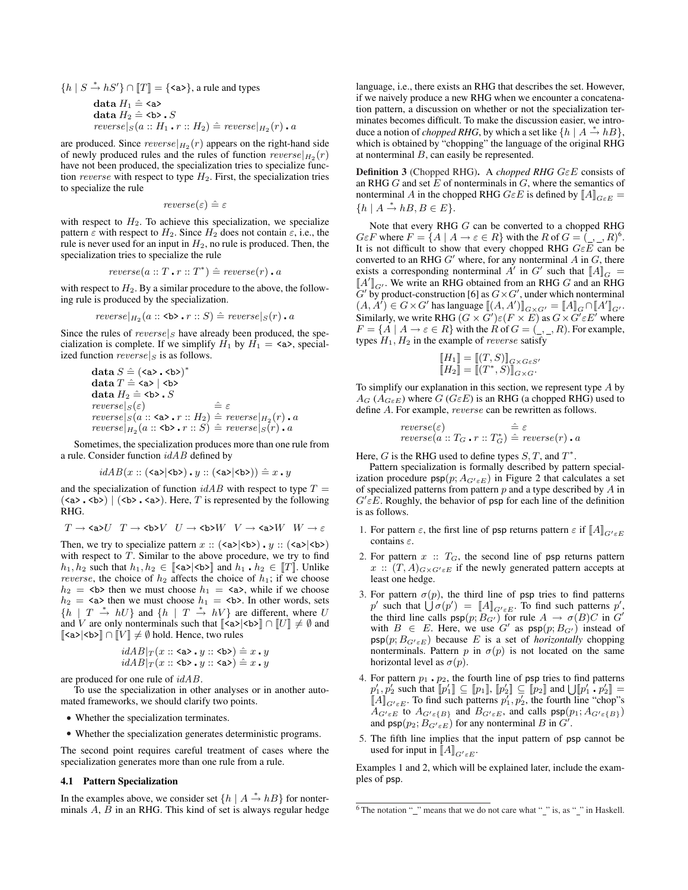$\{h \mid S \xrightarrow{*} hS'\} \cap [\![T]\!] = \{\texttt{<a>}\}$, a rule and types

$$\begin{array}{l}
\textbf{data } H_1 \mathrel{\hat{=}} \texttt{<a>} \\
\textbf{data } H_2 \mathrel{\hat{=}} \texttt{<b>} \centerdot S \\
\mathit{reverse}|_S(a :: H_1 \centerdot r :: H_2) \mathrel{\hat{=}} \mathit{reverse}|_{H_2}(r) \centerdot a
\end{array}$$

are produced. Since $\mathit{reverse}|_{H_2}(r)$ appears on the right-hand side of newly produced rules and the rules of function $\mathit{reverse}|_{H_2}(r)$ have not been produced, the specialization tries to specialize function $\mathit{reverse}$ with respect to type $H_2$. First, the specialization tries to specialize the rule

$$\mathit{reverse}(\varepsilon) \mathrel{\hat{=}} \varepsilon$$

with respect to $H_2$. To achieve this specialization, we specialize pattern $\varepsilon$ with respect to $H_2$. Since $H_2$ does not contain $\varepsilon$, i.e., the rule is never used for an input in $H_2$, no rule is produced. Then, the specialization tries to specialize the rule

$$\mathit{reverse}(a :: T \centerdot r :: T^*) \mathrel{\hat{=}} \mathit{reverse}(r) \centerdot a$$

with respect to $H_2$. By a similar procedure to the above, the following rule is produced by the specialization.

$$\mathit{reverse}|_{H_2}(a :: \texttt{<b>} \centerdot r :: S) \mathrel{\hat{=}} \mathit{reverse}|_S(r) \centerdot a$$

Since the rules of $\mathit{reverse}|_S$ have already been produced, the specialization is complete. If we simplify $H_1$ by $H_1 = \texttt{<a>}$, specialized function $\mathit{reverse}|_S$ is as follows.

$$\begin{array}{ll}
\textbf{data } S \mathrel{\hat{=}} (\texttt{<a>} \centerdot \texttt{<b>})^* & \\
\textbf{data } T \mathrel{\hat{=}} \texttt{<a>} \mid \texttt{<b>} & \\
\textbf{data } H_2 \mathrel{\hat{=}} \texttt{<b>} \centerdot S & \\
\mathit{reverse}|_S(\varepsilon) & \mathrel{\hat{=}} \varepsilon \\
\mathit{reverse}|_S(a :: \texttt{<a>} \centerdot r :: H_2) & \mathrel{\hat{=}} \mathit{reverse}|_{H_2}(r) \centerdot a \\
\mathit{reverse}|_{H_2}(a :: \texttt{<b>} \centerdot r :: S) & \mathrel{\hat{=}} \mathit{reverse}|_S(r) \centerdot a
\end{array}$$

Sometimes, the specialization produces more than one rule from a rule. Consider function $idAB$ defined by

$$idAB(x :: (\texttt{<a>}|\texttt{<b>}) \centerdot y :: (\texttt{<a>}|\texttt{<b>})) \mathrel{\hat{=}} x \centerdot y$$

and the specialization of function $idAB$ with respect to type $T = (\texttt{<a>} \centerdot \texttt{<b>}) \mid (\texttt{<b>} \centerdot \texttt{<a>})$. Here, $T$ is represented by the following RHG.

$$T \to \texttt{<a>}U \quad T \to \texttt{<b>}V \quad U \to \texttt{<b>}W \quad V \to \texttt{<a>}W \quad W \to \varepsilon$$

Then, we try to specialize pattern $x :: (\texttt{<a>}|\texttt{<b>}) \centerdot y :: (\texttt{<a>}|\texttt{<b>})$ with respect to $T$. Similar to the above procedure, we try to find $h_1, h_2$ such that $h_1, h_2 \in [\![\texttt{<a>}|\texttt{<b>}]\!]$ and $h_1 \centerdot h_2 \in [\![T]\!]$. Unlike $\mathit{reverse}$, the choice of $h_2$ affects the choice of $h_1$; if we choose $h_2 = \texttt{<b>}$ then we must choose $h_1 = \texttt{<a>}$, while if we choose $h_2 = \texttt{<a>}$ then we must choose $h_1 = \texttt{<b>}$. In other words, sets $\{h \mid T \xrightarrow{*} hU\}$ and $\{h \mid T \xrightarrow{*} hV\}$ are different, where $U$ and $V$ are only nonterminals such that $[\![\texttt{<a>}|\texttt{<b>}]\!] \cap [\![U]\!] \neq \emptyset$ and $[\![\texttt{<a>}|\texttt{<b>}]\!] \cap [\![V]\!] \neq \emptyset$ hold. Hence, two rules

$$\begin{array}{l}
idAB|_T(x :: \texttt{<a>} \centerdot y :: \texttt{<b>}) \mathrel{\hat{=}} x \centerdot y \\
idAB|_T(x :: \texttt{<b>} \centerdot y :: \texttt{<a>}) \mathrel{\hat{=}} x \centerdot y
\end{array}$$

are produced for one rule of $idAB$.

To use the specialization in other analyses or in another automated frameworks, we should clarify two points.

- Whether the specialization terminates.
- Whether the specialization generates deterministic programs.

The second point requires careful treatment of cases where the specialization generates more than one rule from a rule.

### 4.1 Pattern Specialization

In the examples above, we consider set $\{h \mid A \xrightarrow{*} hB\}$ for nonterminals $A$, $B$ in an RHG. This kind of set is always regular hedge language, i.e., there exists an RHG that describes the set. However, if we naively produce a new RHG when we encounter a concatenation pattern, a discussion on whether or not the specialization terminates becomes difficult. To make the discussion easier, we introduce a notion of *chopped RHG*, by which a set like $\{h \mid A \xrightarrow{*} hB\}$, which is obtained by "chopping" the language of the original RHG at nonterminal $B$, can easily be represented.

**Definition 3** (Chopped RHG)**.** A *chopped RHG* $G\varepsilon E$ consists of an RHG $G$ and set $E$ of nonterminals in $G$, where the semantics of nonterminal $A$ in the chopped RHG $G\varepsilon E$ is defined by $[\![A]\!]_{G\varepsilon E} = \{h \mid A \xrightarrow{*} hB, B \in E\}$.

Note that every RHG $G$ can be converted to a chopped RHG $G\varepsilon F$ where $F = \{A \mid A \to \varepsilon \in R\}$ with the $R$ of $G = (\_, \_, R)$[6]. It is not difficult to show that every chopped RHG $G\varepsilon E$ can be converted to an RHG $G'$ where, for any nonterminal $A$ in $G$, there exists a corresponding nonterminal $A'$ in $G'$ such that $[\![A]\!]_G = [\![A']\!]_{G'}$. We write an RHG obtained from an RHG $G$ and an RHG $G'$ by product-construction [6] as $G \times G'$, under which nonterminal $(A, A') \in G \times G'$ has language $[\![(A, A')]\!]_{G \times G'} = [\![A]\!]_G \cap [\![A']\!]_{G'}$. Similarly, we write RHG $(G \times G')\varepsilon(F \times E)$ as $G \times G'\varepsilon E'$ where $F = \{A \mid A \to \varepsilon \in R\}$ with the $R$ of $G = (\_, \_, R)$. For example, types $H_1, H_2$ in the example of $\mathit{reverse}$ satisfy

$$\begin{array}{l}
[\![H_1]\!] = [\![(T, S)]\!]_{G \times G\varepsilon S'} \\
[\![H_2]\!] = [\![(T^*, S)]\!]_{G \times G}.
\end{array}$$

To simplify our explanation in this section, we represent type $A$ by $A_G$ ($A_{G\varepsilon E}$) where $G$ ($G\varepsilon E$) is an RHG (a chopped RHG) used to define $A$. For example, $\mathit{reverse}$ can be rewritten as follows.

$$\begin{array}{ll}
\mathit{reverse}(\varepsilon) & \mathrel{\hat{=}} \varepsilon \\
\mathit{reverse}(a :: T_G \centerdot r :: T_G^*) & \mathrel{\hat{=}} \mathit{reverse}(r) \centerdot a
\end{array}$$

Here, $G$ is the RHG used to define types $S, T$, and $T^*$.

Pattern specialization is formally described by pattern specialization procedure $\mathsf{psp}(p; A_{G'\varepsilon E})$ in Figure 2 that calculates a set of specialized patterns from pattern $p$ and a type described by $A$ in $G'\varepsilon E$. Roughly, the behavior of $\mathsf{psp}$ for each line of the definition is as follows.

1. For pattern $\varepsilon$, the first line of $\mathsf{psp}$ returns pattern $\varepsilon$ if $[\![A]\!]_{G'\varepsilon E}$ contains $\varepsilon$.
2. For pattern $x :: T_G$, the second line of $\mathsf{psp}$ returns pattern $x :: (T, A)_{G \times G'\varepsilon E}$ if the newly generated pattern accepts at least one hedge.
3. For pattern $\sigma(p)$, the third line of $\mathsf{psp}$ tries to find patterns $p'$ such that $\bigcup \sigma(p') = [\![A]\!]_{G'\varepsilon E}$. To find such patterns $p'$, the third line calls $\mathsf{psp}(p; B_{G'})$ for rule $A \to \sigma(B)C$ in $G'$ with $B \in E$. Here, we use $G'$ as $\mathsf{psp}(p; B_{G'})$ instead of $\mathsf{psp}(p; B_{G'\varepsilon E})$ because $E$ is a set of *horizontally* chopping nonterminals. Pattern $p$ in $\sigma(p)$ is not located on the same horizontal level as $\sigma(p)$.
4. For pattern $p_1 \centerdot p_2$, the fourth line of $\mathsf{psp}$ tries to find patterns $p'_1, p'_2$ such that $[\![p'_1]\!] \subseteq [\![p_1]\!]$, $[\![p'_2]\!] \subseteq [\![p_2]\!]$ and $\bigcup [\![p'_1 \centerdot p'_2]\!] = [\![A]\!]_{G'\varepsilon E}$. To find such patterns $p'_1, p'_2$, the fourth line "chop"s $A_{G'\varepsilon E}$ to $A_{G'\varepsilon\{B\}}$ and $B_{G'\varepsilon E}$, and calls $\mathsf{psp}(p_1; A_{G'\varepsilon\{B\}})$ and $\mathsf{psp}(p_2; B_{G'\varepsilon E})$ for any nonterminal $B$ in $G'$.
5. The fifth line implies that the input pattern of $\mathsf{psp}$ cannot be used for input in $[\![A]\!]_{G'\varepsilon E}$.

Examples 1 and 2, which will be explained later, include the examples of $\mathsf{psp}$.

[6] The notation "\_" means that we do not care what "\_" is, as "\_" in Haskell.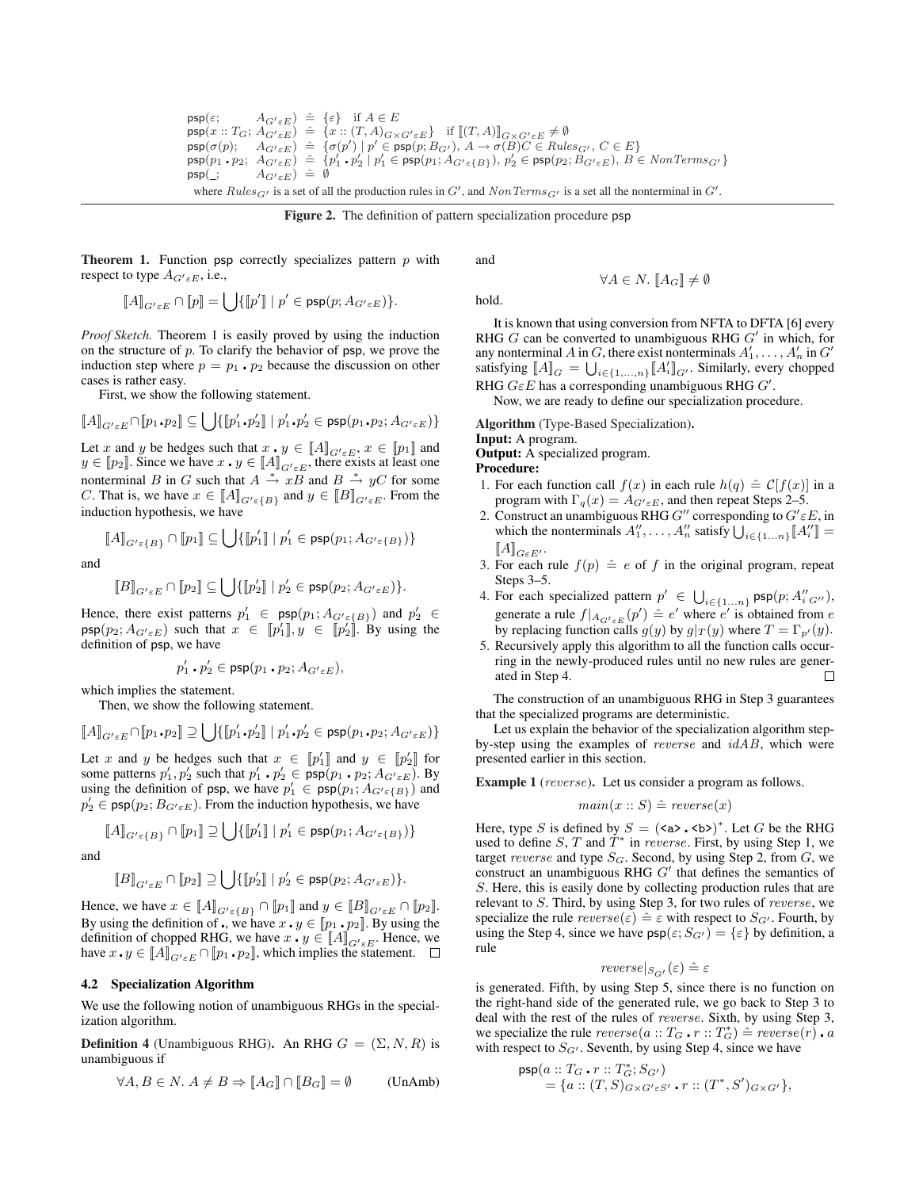$$
\begin{array}{lll}
\mathsf{psp}(\varepsilon; & A_{G'\varepsilon E}) & \hat{=}\ \{\varepsilon\} \quad \text{if } A \in E \\
\mathsf{psp}(x :: T_G;\ A_{G'\varepsilon E}) & & \hat{=}\ \{x :: (T, A)_{G \times G'\varepsilon E}\} \quad \text{if } [\![ (T, A) ]\!]_{G \times G'\varepsilon E} \neq \emptyset \\
\mathsf{psp}(\sigma(p); & A_{G'\varepsilon E}) & \hat{=}\ \{\sigma(p') \mid p' \in \mathsf{psp}(p; B_{G'}),\ A \to \sigma(B)C \in \mathit{Rules}_{G'},\ C \in E\} \\
\mathsf{psp}(p_1 \centerdot p_2; & A_{G'\varepsilon E}) & \hat{=}\ \{p'_1 \centerdot p'_2 \mid p'_1 \in \mathsf{psp}(p_1; A_{G'\varepsilon\{B\}}),\ p'_2 \in \mathsf{psp}(p_2; B_{G'\varepsilon E}),\ B \in \mathit{NonTerms}_{G'}\} \\
\mathsf{psp}(\_; & A_{G'\varepsilon E}) & \hat{=}\ \emptyset
\end{array}
$$

where $Rules_{G'}$ is a set of all the production rules in $G'$, and $NonTerms_{G'}$ is a set all the nonterminal in $G'$.

**Figure 2.** The definition of pattern specialization procedure psp

**Theorem 1.** Function psp correctly specializes pattern $p$ with respect to type $A_{G'\varepsilon E}$, i.e.,

$$[\![A]\!]_{G'\varepsilon E} \cap [\![p]\!] = \bigcup\{[\![p']\!] \mid p' \in \mathsf{psp}(p; A_{G'\varepsilon E})\}.$$

*Proof Sketch.* Theorem 1 is easily proved by using the induction on the structure of $p$. To clarify the behavior of psp, we prove the induction step where $p = p_1 \centerdot p_2$ because the discussion on other cases is rather easy.

First, we show the following statement.

$$[\![A]\!]_{G'\varepsilon E} \cap [\![p_1 \centerdot p_2]\!] \subseteq \bigcup\{[\![p'_1 \centerdot p'_2]\!] \mid p'_1 \centerdot p'_2 \in \mathsf{psp}(p_1 \centerdot p_2; A_{G'\varepsilon E})\}$$

Let $x$ and $y$ be hedges such that $x \centerdot y \in [\![A]\!]_{G'\varepsilon E}$, $x \in [\![p_1]\!]$ and $y \in [\![p_2]\!]$. Since we have $x \centerdot y \in [\![A]\!]_{G'\varepsilon E}$, there exists at least one nonterminal $B$ in $G$ such that $A \xrightarrow{*} xB$ and $B \xrightarrow{*} yC$ for some $C$. That is, we have $x \in [\![A]\!]_{G'\varepsilon\{B\}}$ and $y \in [\![B]\!]_{G'\varepsilon E}$. From the induction hypothesis, we have

$$[\![A]\!]_{G'\varepsilon\{B\}} \cap [\![p_1]\!] \subseteq \bigcup\{[\![p'_1]\!] \mid p'_1 \in \mathsf{psp}(p_1; A_{G'\varepsilon\{B\}})\}$$

and

$$[\![B]\!]_{G'\varepsilon E} \cap [\![p_2]\!] \subseteq \bigcup\{[\![p'_2]\!] \mid p'_2 \in \mathsf{psp}(p_2; A_{G'\varepsilon E})\}.$$

Hence, there exist patterns $p'_1 \in \mathsf{psp}(p_1; A_{G'\varepsilon\{B\}})$ and $p'_2 \in \mathsf{psp}(p_2; A_{G'\varepsilon E})$ such that $x \in [\![p'_1]\!], y \in [\![p'_2]\!]$. By using the definition of psp, we have

$$p'_1 \centerdot p'_2 \in \mathsf{psp}(p_1 \centerdot p_2; A_{G'\varepsilon E}),$$

which implies the statement.

Then, we show the following statement.

$$[\![A]\!]_{G'\varepsilon E} \cap [\![p_1 \centerdot p_2]\!] \supseteq \bigcup\{[\![p'_1 \centerdot p'_2]\!] \mid p'_1 \centerdot p'_2 \in \mathsf{psp}(p_1 \centerdot p_2; A_{G'\varepsilon E})\}$$

Let $x$ and $y$ be hedges such that $x \in [\![p'_1]\!]$ and $y \in [\![p'_2]\!]$ for some patterns $p'_1, p'_2$ such that $p'_1 \centerdot p'_2 \in \mathsf{psp}(p_1 \centerdot p_2; A_{G'\varepsilon E})$. By using the definition of psp, we have $p'_1 \in \mathsf{psp}(p_1; A_{G'\varepsilon\{B\}})$ and $p'_2 \in \mathsf{psp}(p_2; B_{G'\varepsilon E})$. From the induction hypothesis, we have

$$[\![A]\!]_{G'\varepsilon\{B\}} \cap [\![p_1]\!] \supseteq \bigcup\{[\![p'_1]\!] \mid p'_1 \in \mathsf{psp}(p_1; A_{G'\varepsilon\{B\}})\}$$

and

$$[\![B]\!]_{G'\varepsilon E} \cap [\![p_2]\!] \supseteq \bigcup\{[\![p'_2]\!] \mid p'_2 \in \mathsf{psp}(p_2; A_{G'\varepsilon E})\}.$$

Hence, we have $x \in [\![A]\!]_{G'\varepsilon\{B\}} \cap [\![p_1]\!]$ and $y \in [\![B]\!]_{G'\varepsilon E} \cap [\![p_2]\!]$. By using the definition of $\centerdot$, we have $x \centerdot y \in [\![p_1 \centerdot p_2]\!]$. By using the definition of chopped RHG, we have $x \centerdot y \in [\![A]\!]_{G'\varepsilon E}$. Hence, we have $x \centerdot y \in [\![A]\!]_{G'\varepsilon E} \cap [\![p_1 \centerdot p_2]\!]$, which implies the statement. $\square$

### 4.2 Specialization Algorithm

We use the following notion of unambiguous RHGs in the specialization algorithm.

**Definition 4** (Unambiguous RHG)**.** An RHG $G = (\Sigma, N, R)$ is unambiguous if

$$\forall A, B \in N.\ A \neq B \Rightarrow [\![A_G]\!] \cap [\![B_G]\!] = \emptyset \qquad \text{(UnAmb)}$$

and

$$\forall A \in N.\ [\![A_G]\!] \neq \emptyset$$

hold.

It is known that using conversion from NFTA to DFTA [6] every RHG $G$ can be converted to unambiguous RHG $G'$ in which, for any nonterminal $A$ in $G$, there exist nonterminals $A'_1, \ldots, A'_n$ in $G'$ satisfying $[\![A]\!]_G = \bigcup_{i\in\{1,\ldots,n\}}[\![A'_i]\!]_{G'}$. Similarly, every chopped RHG $G\varepsilon E$ has a corresponding unambiguous RHG $G'$.

Now, we are ready to define our specialization procedure.

**Algorithm** (Type-Based Specialization)**.**
**Input:** A program.
**Output:** A specialized program.
**Procedure:**

1. For each function call $f(x)$ in each rule $h(q) \mathrel{\hat{=}} \mathcal{C}[f(x)]$ in a program with $\Gamma_q(x) = A_{G'\varepsilon E}$, and then repeat Steps 2–5.
2. Construct an unambiguous RHG $G''$ corresponding to $G'\varepsilon E$, in which the nonterminals $A''_1, \ldots, A''_n$ satisfy $\bigcup_{i\in\{1\ldots n\}}[\![A''_i]\!] = [\![A]\!]_{G\varepsilon E'}$.
3. For each rule $f(p) \mathrel{\hat{=}} e$ of $f$ in the original program, repeat Steps 3–5.
4. For each specialized pattern $p' \in \bigcup_{i\in\{1\ldots n\}} \mathsf{psp}(p; A''_{i\,G''})$, generate a rule $f|_{A_{G'\varepsilon E}}(p') \mathrel{\hat{=}} e'$ where $e'$ is obtained from $e$ by replacing function calls $g(y)$ by $g|_T(y)$ where $T = \Gamma_{p'}(y)$.
5. Recursively apply this algorithm to all the function calls occurring in the newly-produced rules until no new rules are generated in Step 4. $\square$

The construction of an unambiguous RHG in Step 3 guarantees that the specialized programs are deterministic.

Let us explain the behavior of the specialization algorithm step-by-step using the examples of *reverse* and *idAB*, which were presented earlier in this section.

**Example 1** (*reverse*)**.** Let us consider a program as follows.

$$main(x :: S) \mathrel{\hat{=}} reverse(x)$$

Here, type $S$ is defined by $S = (\texttt{<a>} \centerdot \texttt{<b>})^*$. Let $G$ be the RHG used to define $S$, $T$ and $T^*$ in *reverse*. First, by using Step 1, we target *reverse* and type $S_G$. Second, by using Step 2, from $G$, we construct an unambiguous RHG $G'$ that defines the semantics of $S$. Here, this is easily done by collecting production rules that are relevant to $S$. Third, by using Step 3, for two rules of *reverse*, we specialize the rule $reverse(\varepsilon) \mathrel{\hat{=}} \varepsilon$ with respect to $S_{G'}$. Fourth, by using the Step 4, since we have $\mathsf{psp}(\varepsilon; S_{G'}) = \{\varepsilon\}$ by definition, a rule

$$reverse|_{S_{G'}}(\varepsilon) \mathrel{\hat{=}} \varepsilon$$

is generated. Fifth, by using Step 5, since there is no function on the right-hand side of the generated rule, we go back to Step 3 to deal with the rest of the rules of *reverse*. Sixth, by using Step 3, we specialize the rule $reverse(a :: T_G \centerdot r :: T^*_G) \mathrel{\hat{=}} reverse(r) \centerdot a$ with respect to $S_{G'}$. Seventh, by using Step 4, since we have

$$\begin{aligned}
&\mathsf{psp}(a :: T_G \centerdot r :: T^*_G; S_{G'}) \\
&\quad = \{a :: (T, S)_{G \times G'\varepsilon S'} \centerdot r :: (T^*, S')_{G \times G'}\},
\end{aligned}$$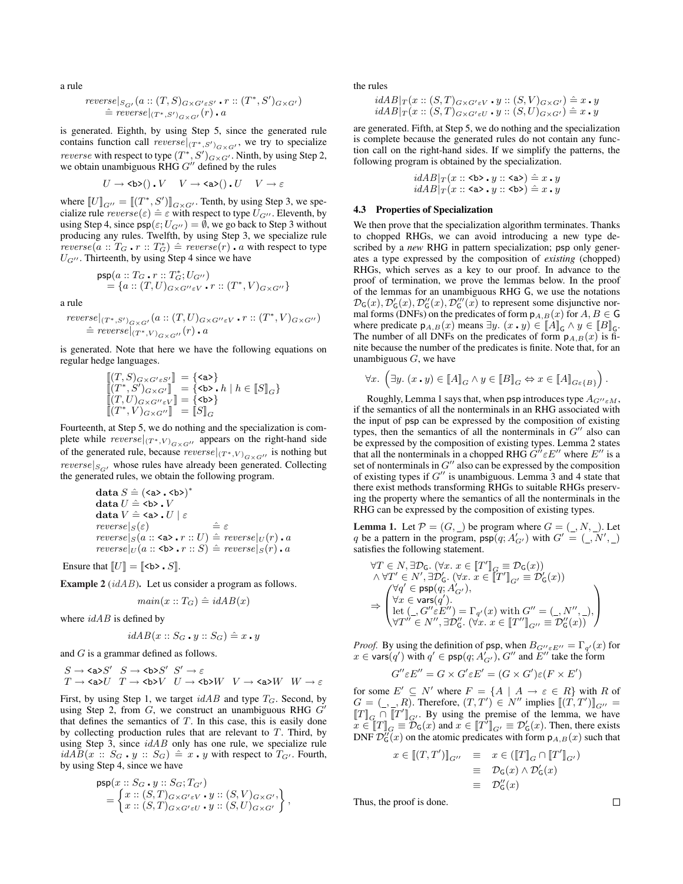a rule

$$
\begin{array}{l}
reverse|_{S_{G'}}(a :: (T,S)_{G\times G'\varepsilon S'} \mathbin{.} r :: (T^*,S')_{G\times G'}) \\
\quad \hat{=}\ reverse|_{(T^*,S')_{G\times G'}}(r) \mathbin{.} a
\end{array}
$$

is generated. Eighth, by using Step 5, since the generated rule contains function call $reverse|_{(T^*,S')_{G\times G'}}$, we try to specialize $reverse$ with respect to type $(T^*,S')_{G\times G'}$. Ninth, by using Step 2, we obtain unambiguous RHG $G''$ defined by the rules

$$
U \rightarrow \texttt{<b>}() \mathbin{.} V \quad V \rightarrow \texttt{<a>}() \mathbin{.} U \quad V \rightarrow \varepsilon
$$

where $[\![U]\!]_{G''} = [\![(T^*,S')]\!]_{G\times G'}$. Tenth, by using Step 3, we specialize rule $reverse(\varepsilon) \hat{=} \varepsilon$ with respect to type $U_{G''}$. Eleventh, by using Step 4, since $\mathsf{psp}(\varepsilon; U_{G''}) = \emptyset$, we go back to Step 3 without producing any rules. Twelfth, by using Step 3, we specialize rule $reverse(a :: T_G \mathbin{.} r :: T_G^*) \hat{=} reverse(r) \mathbin{.} a$ with respect to type $U_{G''}$. Thirteenth, by using Step 4 since we have

$$
\begin{array}{l}
\mathsf{psp}(a :: T_G \mathbin{.} r :: T_G^*; U_{G''}) \\
\quad = \{a :: (T,U)_{G\times G''\varepsilon V} \mathbin{.} r :: (T^*,V)_{G\times G''}\}
\end{array}
$$

a rule

$$
\begin{array}{l}
reverse|_{(T^*,S')_{G\times G'}}(a :: (T,U)_{G\times G''\varepsilon V} \mathbin{.} r :: (T^*,V)_{G\times G''}) \\
\quad \hat{=}\ reverse|_{(T^*,V)_{G\times G''}}(r) \mathbin{.} a
\end{array}
$$

is generated. Note that here we have the following equations on regular hedge languages.

$$
\begin{array}{lcl}
[\![(T,S)_{G\times G'\varepsilon S'}]\!] &=& \{\texttt{<a>}\} \\
[\![(T^*,S')_{G\times G'}]\!] &=& \{\texttt{<b>} \mathbin{.} h \mid h \in [\![S]\!]_G\} \\
[\![(T,U)_{G\times G''\varepsilon V}]\!] &=& \{\texttt{<b>}\} \\
[\![(T^*,V)_{G\times G''}]\!] &=& [\![S]\!]_G
\end{array}
$$

Fourteenth, at Step 5, we do nothing and the specialization is complete while $reverse|_{(T^*,V)_{G\times G''}}$ appears on the right-hand side of the generated rule, because $reverse|_{(T^*,V)_{G\times G''}}$ is nothing but $reverse|_{S_{G'}}$ whose rules have already been generated. Collecting the generated rules, we obtain the following program.

$$
\begin{array}{ll}
\textbf{data}\ S \hat{=} (\texttt{<a>} \mathbin{.} \texttt{<b>})^* & \\
\textbf{data}\ U \hat{=} \texttt{<b>} \mathbin{.} V & \\
\textbf{data}\ V \hat{=} \texttt{<a>} \mathbin{.} U \mid \varepsilon & \\
reverse|_S(\varepsilon) & \hat{=}\ \varepsilon \\
reverse|_S(a :: \texttt{<a>} \mathbin{.} r :: U) & \hat{=}\ reverse|_U(r) \mathbin{.} a \\
reverse|_U(a :: \texttt{<b>} \mathbin{.} r :: S) & \hat{=}\ reverse|_S(r) \mathbin{.} a
\end{array}
$$

Ensure that $[\![U]\!] = [\![\texttt{<b>} \mathbin{.} S]\!]$.

**Example 2** ($idAB$). Let us consider a program as follows.

$$
main(x :: T_G) \hat{=} idAB(x)
$$

where $idAB$ is defined by

$$
idAB(x :: S_G \mathbin{.} y :: S_G) \hat{=} x \mathbin{.} y
$$

and $G$ is a grammar defined as follows.

$$
\begin{array}{lll}
S \rightarrow \texttt{<a>}S' & S \rightarrow \texttt{<b>}S' & S' \rightarrow \varepsilon \\
T \rightarrow \texttt{<a>}U & T \rightarrow \texttt{<b>}V & U \rightarrow \texttt{<b>}W \quad V \rightarrow \texttt{<a>}W \quad W \rightarrow \varepsilon
\end{array}
$$

First, by using Step 1, we target $idAB$ and type $T_G$. Second, by using Step 2, from $G$, we construct an unambiguous RHG $G'$ that defines the semantics of $T$. In this case, this is easily done by collecting production rules that are relevant to $T$. Third, by using Step 3, since $idAB$ only has one rule, we specialize rule $idAB(x :: S_G \mathbin{.} y :: S_G) \hat{=} x \mathbin{.} y$ with respect to $T_{G'}$. Fourth, by using Step 4, since we have

$$
\begin{array}{l}
\mathsf{psp}(x :: S_G \mathbin{.} y :: S_G; T_{G'}) \\
\quad = \left\{\begin{array}{l} x :: (S,T)_{G\times G'\varepsilon V} \mathbin{.} y :: (S,V)_{G\times G'}, \\ x :: (S,T)_{G\times G'\varepsilon U} \mathbin{.} y :: (S,U)_{G\times G'} \end{array}\right\},
\end{array}
$$

the rules

$$
\begin{array}{l}
idAB|_T(x :: (S,T)_{G\times G'\varepsilon V} \mathbin{.} y :: (S,V)_{G\times G'}) \hat{=} x \mathbin{.} y \\
idAB|_T(x :: (S,T)_{G\times G'\varepsilon U} \mathbin{.} y :: (S,U)_{G\times G'}) \hat{=} x \mathbin{.} y
\end{array}
$$

are generated. Fifth, at Step 5, we do nothing and the specialization is complete because the generated rules do not contain any function call on the right-hand sides. If we simplify the patterns, the following program is obtained by the specialization.

$$
\begin{array}{l}
idAB|_T(x :: \texttt{<b>} \mathbin{.} y :: \texttt{<a>}) \hat{=} x \mathbin{.} y \\
idAB|_T(x :: \texttt{<a>} \mathbin{.} y :: \texttt{<b>}) \hat{=} x \mathbin{.} y
\end{array}
$$

### 4.3 Properties of Specialization

We then prove that the specialization algorithm terminates. Thanks to chopped RHGs, we can avoid introducing a new type described by a *new* RHG in pattern specialization; $\mathsf{psp}$ only generates a type expressed by the composition of *existing* (chopped) RHGs, which serves as a key to our proof. In advance to the proof of termination, we prove the lemmas below. In the proof of the lemmas for an unambiguous RHG $\mathsf{G}$, we use the notations $\mathcal{D}_\mathsf{G}(x), \mathcal{D}'_\mathsf{G}(x), \mathcal{D}''_\mathsf{G}(x), \mathcal{D}'''_\mathsf{G}(x)$ to represent some disjunctive normal forms (DNFs) on the predicates of form $\mathsf{p}_{A,B}(x)$ for $A, B \in \mathsf{G}$ where predicate $\mathsf{p}_{A,B}(x)$ means $\exists y.\ (x \mathbin{.} y) \in [\![A]\!]_\mathsf{G} \wedge y \in [\![B]\!]_\mathsf{G}$. The number of all DNFs on the predicates of form $\mathsf{p}_{A,B}(x)$ is finite because the number of the predicates is finite. Note that, for an unambiguous $G$, we have

$$
\forall x.\ \left(\exists y.\ (x \mathbin{.} y) \in [\![A]\!]_G \wedge y \in [\![B]\!]_G \Leftrightarrow x \in [\![A]\!]_{G\varepsilon\{B\}}\right).
$$

Roughly, Lemma 1 says that, when $\mathsf{psp}$ introduces type $A_{G''\varepsilon M}$, if the semantics of all the nonterminals in an RHG associated with the input of $\mathsf{psp}$ can be expressed by the composition of existing types, then the semantics of all the nonterminals in $G''$ also can be expressed by the composition of existing types. Lemma 2 states that all the nonterminals in a chopped RHG $G''\varepsilon E''$ where $E''$ is a set of nonterminals in $G''$ also can be expressed by the composition of existing types if $G''$ is unambiguous. Lemma 3 and 4 state that there exist methods transforming RHGs to suitable RHGs preserving the property where the semantics of all the nonterminals in the RHG can be expressed by the composition of existing types.

**Lemma 1.** *Let $\mathcal{P} = (G, \_)$ be program where $G = (\_, N, \_)$. Let $q$ be a pattern in the program, $\mathsf{psp}(q; A'_{G'})$ with $G' = (\_, N', \_)$ satisfies the following statement.*

$$
\begin{array}{l}
\forall T \in N, \exists \mathcal{D}_\mathsf{G}.\ (\forall x.\ x \in [\![T']\!]_G \equiv \mathcal{D}_\mathsf{G}(x)) \\
\wedge \forall T' \in N', \exists \mathcal{D}'_\mathsf{G}.\ (\forall x.\ x \in [\![T']\!]_{G'} \equiv \mathcal{D}'_\mathsf{G}(x)) \\
\Rightarrow \left(\begin{array}{l}
\forall q' \in \mathsf{psp}(q; A'_{G'}), \\
\forall x \in \mathsf{vars}(q'). \\
\text{let } (\_, G''\varepsilon E'') = \Gamma_{q'}(x) \text{ with } G'' = (\_, N'', \_), \\
\forall T'' \in N'', \exists \mathcal{D}''_\mathsf{G}.\ (\forall x.\ x \in [\![T'']\!]_{G''} \equiv \mathcal{D}''_\mathsf{G}(x))
\end{array}\right)
\end{array}
$$

*Proof.* By using the definition of $\mathsf{psp}$, when $B_{G''\varepsilon E''} = \Gamma_{q'}(x)$ for $x \in \mathsf{vars}(q')$ with $q' \in \mathsf{psp}(q; A'_{G'})$, $G''$ and $E''$ take the form

$$
G''\varepsilon E'' = G \times G'\varepsilon E' = (G \times G')\varepsilon(F \times E')
$$

for some $E' \subseteq N'$ where $F = \{A \mid A \rightarrow \varepsilon \in R\}$ with $R$ of $G = (\_, \_, R)$. Therefore, $(T, T') \in N''$ implies $[\![(T,T')]\!]_{G''} = [\![T]\!]_G \cap [\![T']\!]_{G'}$. By using the premise of the lemma, we have $x \in [\![T]\!]_G \equiv \mathcal{D}_\mathsf{G}(x)$ and $x \in [\![T']\!]_{G'} \equiv \mathcal{D}'_\mathsf{G}(x)$. Then, there exists DNF $\mathcal{D}''_\mathsf{G}(x)$ on the atomic predicates with form $\mathsf{p}_{A,B}(x)$ such that

$$
\begin{array}{lcl}
x \in [\![(T,T')]\!]_{G''} &\equiv& x \in ([\![T]\!]_G \cap [\![T']\!]_{G'}) \\
&\equiv& \mathcal{D}_\mathsf{G}(x) \wedge \mathcal{D}'_\mathsf{G}(x) \\
&\equiv& \mathcal{D}''_\mathsf{G}(x)
\end{array}
$$

Thus, the proof is done. $\square$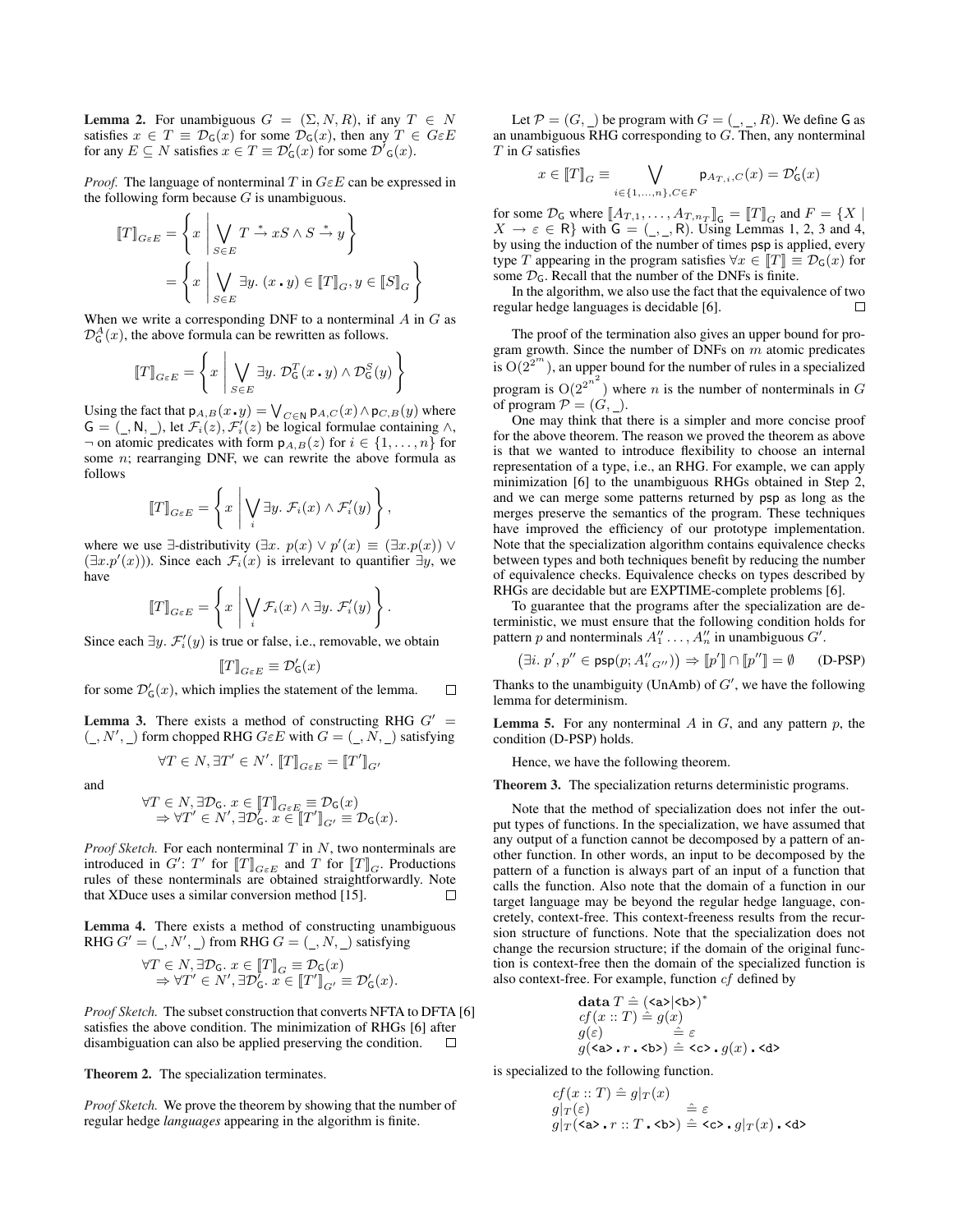**Lemma 2.** For unambiguous $G = (\Sigma, N, R)$, if any $T \in N$ satisfies $x \in T \equiv \mathcal{D}_{\mathsf{G}}(x)$ for some $\mathcal{D}_{\mathsf{G}}(x)$, then any $T \in G\varepsilon E$ for any $E \subseteq N$ satisfies $x \in T \equiv \mathcal{D}'_{\mathsf{G}}(x)$ for some $\mathcal{D}'_{\mathsf{G}}(x)$.

*Proof.* The language of nonterminal $T$ in $G\varepsilon E$ can be expressed in the following form because $G$ is unambiguous.

$$\begin{aligned}[\![T]\!]_{G\varepsilon E} &= \left\{ x \;\middle|\; \bigvee_{S \in E} T \xrightarrow{*} xS \wedge S \xrightarrow{*} y \right\} \\ &= \left\{ x \;\middle|\; \bigvee_{S \in E} \exists y.\ (x \,\textbf{.}\, y) \in [\![T]\!]_G, y \in [\![S]\!]_G \right\}\end{aligned}$$

When we write a corresponding DNF to a nonterminal $A$ in $G$ as $\mathcal{D}^A_{\mathsf{G}}(x)$, the above formula can be rewritten as follows.

$$[\![T]\!]_{G\varepsilon E} = \left\{ x \;\middle|\; \bigvee_{S \in E} \exists y.\ \mathcal{D}^T_{\mathsf{G}}(x \,\textbf{.}\, y) \wedge \mathcal{D}^S_{\mathsf{G}}(y) \right\}$$

Using the fact that $\mathsf{p}_{A,B}(x \,\textbf{.}\, y) = \bigvee_{C \in \mathsf{N}} \mathsf{p}_{A,C}(x) \wedge \mathsf{p}_{C,B}(y)$ where $\mathsf{G} = (\_, \mathsf{N}, \_)$, let $\mathcal{F}_i(z), \mathcal{F}'_i(z)$ be logical formulae containing $\wedge$, $\neg$ on atomic predicates with form $\mathsf{p}_{A,B}(z)$ for $i \in \{1, \ldots, n\}$ for some $n$; rearranging DNF, we can rewrite the above formula as follows

$$[\![T]\!]_{G\varepsilon E} = \left\{ x \;\middle|\; \bigvee_i \exists y.\ \mathcal{F}_i(x) \wedge \mathcal{F}'_i(y) \right\},$$

where we use $\exists$-distributivity ($\exists x.\ p(x) \vee p'(x) \equiv (\exists x. p(x)) \vee (\exists x. p'(x))$). Since each $\mathcal{F}_i(x)$ is irrelevant to quantifier $\exists y$, we have

$$[\![T]\!]_{G\varepsilon E} = \left\{ x \;\middle|\; \bigvee_i \mathcal{F}_i(x) \wedge \exists y.\ \mathcal{F}'_i(y) \right\}.$$

Since each $\exists y.\ \mathcal{F}'_i(y)$ is true or false, i.e., removable, we obtain

$$[\![T]\!]_{G\varepsilon E} \equiv \mathcal{D}'_{\mathsf{G}}(x)$$

for some $\mathcal{D}'_{\mathsf{G}}(x)$, which implies the statement of the lemma. □

**Lemma 3.** There exists a method of constructing RHG $G' = (\_, N', \_)$ form chopped RHG $G\varepsilon E$ with $G = (\_, N, \_)$ satisfying

$$\forall T \in N, \exists T' \in N'.\ [\![T]\!]_{G\varepsilon E} = [\![T']\!]_{G'}$$

and

$$\begin{aligned}&\forall T \in N, \exists \mathcal{D}_{\mathsf{G}}.\ x \in [\![T]\!]_{G\varepsilon E} \equiv \mathcal{D}_{\mathsf{G}}(x) \\ &\Rightarrow \forall T' \in N', \exists \mathcal{D}'_{\mathsf{G}}.\ x \in [\![T']\!]_{G'} \equiv \mathcal{D}_{\mathsf{G}}(x).\end{aligned}$$

*Proof Sketch.* For each nonterminal $T$ in $N$, two nonterminals are introduced in $G'$: $T'$ for $[\![T]\!]_{G\varepsilon E}$ and $T$ for $[\![T]\!]_G$. Productions rules of these nonterminals are obtained straightforwardly. Note that XDuce uses a similar conversion method [15]. □

**Lemma 4.** There exists a method of constructing unambiguous RHG $G' = (\_, N', \_)$ from RHG $G = (\_, N, \_)$ satisfying

$$\begin{aligned}&\forall T \in N, \exists \mathcal{D}_{\mathsf{G}}.\ x \in [\![T]\!]_G \equiv \mathcal{D}_{\mathsf{G}}(x) \\ &\Rightarrow \forall T' \in N', \exists \mathcal{D}'_{\mathsf{G}}.\ x \in [\![T']\!]_{G'} \equiv \mathcal{D}'_{\mathsf{G}}(x).\end{aligned}$$

*Proof Sketch.* The subset construction that converts NFTA to DFTA [6] satisfies the above condition. The minimization of RHGs [6] after disambiguation can also be applied preserving the condition. □

**Theorem 2.** The specialization terminates.

*Proof Sketch.* We prove the theorem by showing that the number of regular hedge *languages* appearing in the algorithm is finite.

Let $\mathcal{P} = (G, \_)$ be program with $G = (\_, \_, R)$. We define $\mathsf{G}$ as an unambiguous RHG corresponding to $G$. Then, any nonterminal $T$ in $G$ satisfies

$$x \in [\![T]\!]_G \equiv \bigvee_{i \in \{1, \ldots, n\}, C \in F} \mathsf{p}_{A_{T,i}, C}(x) = \mathcal{D}'_{\mathsf{G}}(x)$$

for some $\mathcal{D}_{\mathsf{G}}$ where $[\![A_{T,1}, \ldots, A_{T,n_T}]\!]_{\mathsf{G}} = [\![T]\!]_G$ and $F = \{X \mid X \to \varepsilon \in \mathsf{R}\}$ with $\mathsf{G} = (\_, \_, \mathsf{R})$. Using Lemmas 1, 2, 3 and 4, by using the induction of the number of times $\mathsf{psp}$ is applied, every type $T$ appearing in the program satisfies $\forall x \in [\![T]\!] \equiv \mathcal{D}_{\mathsf{G}}(x)$ for some $\mathcal{D}_{\mathsf{G}}$. Recall that the number of the DNFs is finite.

In the algorithm, we also use the fact that the equivalence of two regular hedge languages is decidable [6]. □

The proof of the termination also gives an upper bound for program growth. Since the number of DNFs on $m$ atomic predicates is $\mathrm{O}(2^{2^m})$, an upper bound for the number of rules in a specialized program is $\mathrm{O}(2^{2^{n^2}})$ where $n$ is the number of nonterminals in $G$ of program $\mathcal{P} = (G, \_)$.

One may think that there is a simpler and more concise proof for the above theorem. The reason we proved the theorem as above is that we wanted to introduce flexibility to choose an internal representation of a type, i.e., an RHG. For example, we can apply minimization [6] to the unambiguous RHGs obtained in Step 2, and we can merge some patterns returned by $\mathsf{psp}$ as long as the merges preserve the semantics of the program. These techniques have improved the efficiency of our prototype implementation. Note that the specialization algorithm contains equivalence checks between types and both techniques benefit by reducing the number of equivalence checks. Equivalence checks on types described by RHGs are decidable but are EXPTIME-complete problems [6].

To guarantee that the programs after the specialization are deterministic, we must ensure that the following condition holds for pattern $p$ and nonterminals $A''_1 \ldots, A''_n$ in unambiguous $G'$.

$$\left(\exists i.\ p', p'' \in \mathsf{psp}(p; A''_i{}_{G''})\right) \Rightarrow [\![p']\!] \cap [\![p'']\!] = \emptyset \qquad \text{(D-PSP)}$$

Thanks to the unambiguity (UnAmb) of $G'$, we have the following lemma for determinism.

**Lemma 5.** For any nonterminal $A$ in $G$, and any pattern $p$, the condition (D-PSP) holds.

Hence, we have the following theorem.

**Theorem 3.** The specialization returns deterministic programs.

Note that the method of specialization does not infer the output types of functions. In the specialization, we have assumed that any output of a function cannot be decomposed by a pattern of another function. In other words, an input to be decomposed by the pattern of a function is always part of an input of a function that calls the function. Also note that the domain of a function in our target language may be beyond the regular hedge language, concretely, context-free. This context-freeness results from the recursion structure of functions. Note that the specialization does not change the recursion structure; if the domain of the original function is context-free then the domain of the specialized function is also context-free. For example, function $cf$ defined by

$$\begin{aligned}&\mathbf{data}\ T \doteq (\texttt{<a>}|\texttt{<b>})^* \\ &cf(x :: T) \doteq g(x) \\ &g(\varepsilon) \qquad\qquad\ \doteq \varepsilon \\ &g(\texttt{<a>} \,\textbf{.}\, r \,\textbf{.}\, \texttt{<b>}) \doteq \texttt{<c>} \,\textbf{.}\, g(x) \,\textbf{.}\, \texttt{<d>}\end{aligned}$$

is specialized to the following function.

$$\begin{aligned}&cf(x :: T) \doteq g|_T(x) \\ &g|_T(\varepsilon) \qquad\qquad\qquad\ \doteq \varepsilon \\ &g|_T(\texttt{<a>} \,\textbf{.}\, r :: T \,\textbf{.}\, \texttt{<b>}) \doteq \texttt{<c>} \,\textbf{.}\, g|_T(x) \,\textbf{.}\, \texttt{<d>}\end{aligned}$$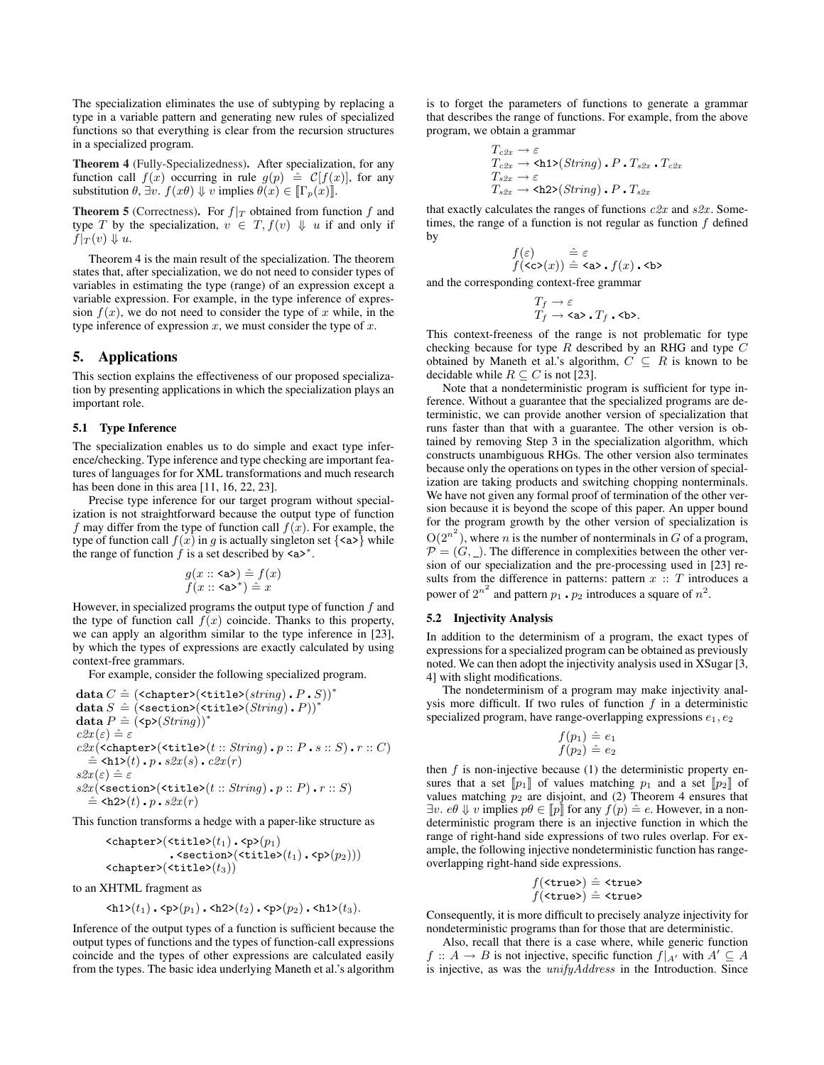The specialization eliminates the use of subtyping by replacing a type in a variable pattern and generating new rules of specialized functions so that everything is clear from the recursion structures in a specialized program.

**Theorem 4** (Fully-Specializedness)**.** After specialization, for any function call $f(x)$ occurring in rule $g(p) \;\hat{=}\; \mathcal{C}[f(x)]$, for any substitution $\theta$, $\exists v.\ f(x\theta) \Downarrow v$ implies $\theta(x) \in [\![\Gamma_p(x)]\!]$.

**Theorem 5** (Correctness)**.** For $f|_T$ obtained from function $f$ and type $T$ by the specialization, $v \in T, f(v) \Downarrow u$ if and only if $f|_T(v) \Downarrow u$.

Theorem 4 is the main result of the specialization. The theorem states that, after specialization, we do not need to consider types of variables in estimating the type (range) of an expression except a variable expression. For example, in the type inference of expression $f(x)$, we do not need to consider the type of $x$ while, in the type inference of expression $x$, we must consider the type of $x$.

## 5. Applications

This section explains the effectiveness of our proposed specialization by presenting applications in which the specialization plays an important role.

### 5.1 Type Inference

The specialization enables us to do simple and exact type inference/checking. Type inference and type checking are important features of languages for for XML transformations and much research has been done in this area [11, 16, 22, 23].

Precise type inference for our target program without specialization is not straightforward because the output type of function $f$ may differ from the type of function call $f(x)$. For example, the type of function call $f(x)$ in $g$ is actually singleton set $\{\texttt{<a>}\}$ while the range of function $f$ is a set described by $\texttt{<a>}^*$.

$$g(x :: \texttt{<a>}) \;\hat{=}\; f(x)$$
$$f(x :: \texttt{<a>}^*) \;\hat{=}\; x$$

However, in specialized programs the output type of function $f$ and the type of function call $f(x)$ coincide. Thanks to this property, we can apply an algorithm similar to the type inference in [23], by which the types of expressions are exactly calculated by using context-free grammars.

For example, consider the following specialized program.

$$\textbf{data}\ C \;\hat{=}\; (\texttt{<chapter>}(\texttt{<title>}(string)\,.\,P\,.\,S))^*$$
$$\textbf{data}\ S \;\hat{=}\; (\texttt{<section>}(\texttt{<title>}(String)\,.\,P))^*$$
$$\textbf{data}\ P \;\hat{=}\; (\texttt{<p>}(String))^*$$
$$c2x(\varepsilon) \;\hat{=}\; \varepsilon$$
$$c2x(\texttt{<chapter>}(\texttt{<title>}(t :: String)\,.\,p :: P\,.\,s :: S)\,.\,r :: C)$$
$$\;\hat{=}\; \texttt{<h1>}(t)\,.\,p\,.\,s2x(s)\,.\,c2x(r)$$
$$s2x(\varepsilon) \;\hat{=}\; \varepsilon$$
$$s2x(\texttt{<section>}(\texttt{<title>}(t :: String)\,.\,p :: P)\,.\,r :: S)$$
$$\;\hat{=}\; \texttt{<h2>}(t)\,.\,p\,.\,s2x(r)$$

This function transforms a hedge with a paper-like structure as

$$\texttt{<chapter>}(\texttt{<title>}(t_1)\,.\,\texttt{<p>}(p_1)$$
$$\quad .\,\texttt{<section>}(\texttt{<title>}(t_1)\,.\,\texttt{<p>}(p_2)))$$
$$\texttt{<chapter>}(\texttt{<title>}(t_3))$$

to an XHTML fragment as

$$\texttt{<h1>}(t_1)\,.\,\texttt{<p>}(p_1)\,.\,\texttt{<h2>}(t_2)\,.\,\texttt{<p>}(p_2)\,.\,\texttt{<h1>}(t_3).$$

Inference of the output types of a function is sufficient because the output types of functions and the types of function-call expressions coincide and the types of other expressions are calculated easily from the types. The basic idea underlying Maneth et al.'s algorithm is to forget the parameters of functions to generate a grammar that describes the range of functions. For example, from the above program, we obtain a grammar

$$T_{c2x} \rightarrow \varepsilon$$
$$T_{c2x} \rightarrow \texttt{<h1>}(String)\,.\,P\,.\,T_{s2x}\,.\,T_{c2x}$$
$$T_{s2x} \rightarrow \varepsilon$$
$$T_{s2x} \rightarrow \texttt{<h2>}(String)\,.\,P\,.\,T_{s2x}$$

that exactly calculates the ranges of functions $c2x$ and $s2x$. Sometimes, the range of a function is not regular as function $f$ defined by

$$f(\varepsilon) \;\hat{=}\; \varepsilon$$
$$f(\texttt{<c>}(x)) \;\hat{=}\; \texttt{<a>}\,.\,f(x)\,.\,\texttt{<b>}$$

and the corresponding context-free grammar

$$T_f \rightarrow \varepsilon$$
$$T_f \rightarrow \texttt{<a>}\,.\,T_f\,.\,\texttt{<b>}.$$

This context-freeness of the range is not problematic for type checking because for type $R$ described by an RHG and type $C$ obtained by Maneth et al.'s algorithm, $C \subseteq R$ is known to be decidable while $R \subseteq C$ is not [23].

Note that a nondeterministic program is sufficient for type inference. Without a guarantee that the specialized programs are deterministic, we can provide another version of specialization that runs faster than that with a guarantee. The other version is obtained by removing Step 3 in the specialization algorithm, which constructs unambiguous RHGs. The other version also terminates because only the operations on types in the other version of specialization are taking products and switching chopping nonterminals. We have not given any formal proof of termination of the other version because it is beyond the scope of this paper. An upper bound for the program growth by the other version of specialization is $O(2^{n^2})$, where $n$ is the number of nonterminals in $G$ of a program, $\mathcal{P} = (G, \_)$. The difference in complexities between the other version of our specialization and the pre-processing used in [23] results from the difference in patterns: pattern $x :: T$ introduces a power of $2^{n^2}$ and pattern $p_1\,.\,p_2$ introduces a square of $n^2$.

### 5.2 Injectivity Analysis

In addition to the determinism of a program, the exact types of expressions for a specialized program can be obtained as previously noted. We can then adopt the injectivity analysis used in XSugar [3, 4] with slight modifications.

The nondeterminism of a program may make injectivity analysis more difficult. If two rules of function $f$ in a deterministic specialized program, have range-overlapping expressions $e_1, e_2$

$$f(p_1) \;\hat{=}\; e_1$$
$$f(p_2) \;\hat{=}\; e_2$$

then $f$ is non-injective because (1) the deterministic property ensures that a set $[\![p_1]\!]$ of values matching $p_1$ and a set $[\![p_2]\!]$ of values matching $p_2$ are disjoint, and (2) Theorem 4 ensures that $\exists v.\ e\theta \Downarrow v$ implies $p\theta \in [\![p]\!]$ for any $f(p) \;\hat{=}\; e$. However, in a nondeterministic program there is an injective function in which the range of right-hand side expressions of two rules overlap. For example, the following injective nondeterministic function has range-overlapping right-hand side expressions.

$$f(\texttt{<true>}) \;\hat{=}\; \texttt{<true>}$$
$$f(\texttt{<true>}) \;\hat{=}\; \texttt{<true>}$$

Consequently, it is more difficult to precisely analyze injectivity for nondeterministic programs than for those that are deterministic.

Also, recall that there is a case where, while generic function $f :: A \rightarrow B$ is not injective, specific function $f|_{A'}$ with $A' \subseteq A$ is injective, as was the *unifyAddress* in the Introduction. Since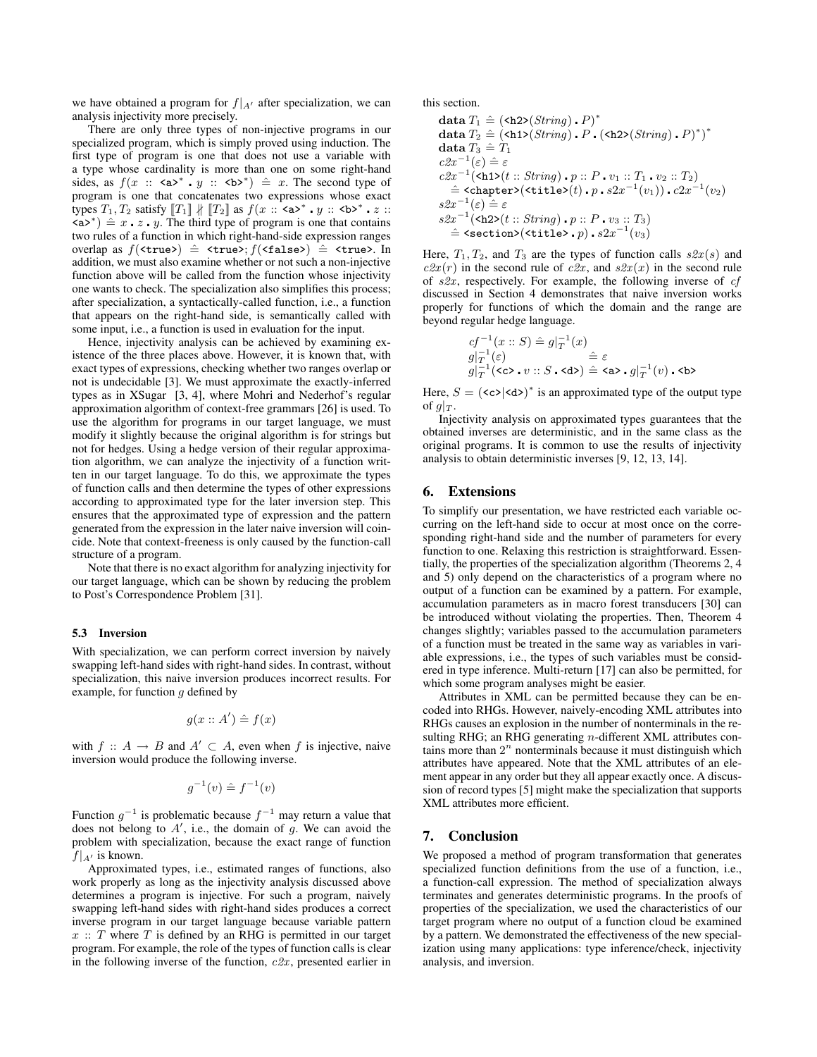we have obtained a program for $f|_{A'}$ after specialization, we can analysis injectivity more precisely.

There are only three types of non-injective programs in our specialized program, which is simply proved using induction. The first type of program is one that does not use a variable with a type whose cardinality is more than one on some right-hand sides, as $f(x :: \texttt{<a>}^* \,.\, y :: \texttt{<b>}^*) \hat{=} x$. The second type of program is one that concatenates two expressions whose exact types $T_1, T_2$ satisfy $[\![T_1]\!] \not\parallel [\![T_2]\!]$ as $f(x :: \texttt{<a>}^* \,.\, y :: \texttt{<b>}^* \,.\, z :: \texttt{<a>}^*) \hat{=} x \,.\, z \,.\, y$. The third type of program is one that contains two rules of a function in which right-hand-side expression ranges overlap as $f(\texttt{<true>}) \hat{=} \texttt{<true>}; f(\texttt{<false>}) \hat{=} \texttt{<true>}$. In addition, we must also examine whether or not such a non-injective function above will be called from the function whose injectivity one wants to check. The specialization also simplifies this process; after specialization, a syntactically-called function, i.e., a function that appears on the right-hand side, is semantically called with some input, i.e., a function is used in evaluation for the input.

Hence, injectivity analysis can be achieved by examining existence of the three places above. However, it is known that, with exact types of expressions, checking whether two ranges overlap or not is undecidable [3]. We must approximate the exactly-inferred types as in XSugar [3, 4], where Mohri and Nederhof's regular approximation algorithm of context-free grammars [26] is used. To use the algorithm for programs in our target language, we must modify it slightly because the original algorithm is for strings but not for hedges. Using a hedge version of their regular approximation algorithm, we can analyze the injectivity of a function written in our target language. To do this, we approximate the types of function calls and then determine the types of other expressions according to approximated type for the later inversion step. This ensures that the approximated type of expression and the pattern generated from the expression in the later naive inversion will coincide. Note that context-freeness is only caused by the function-call structure of a program.

Note that there is no exact algorithm for analyzing injectivity for our target language, which can be shown by reducing the problem to Post's Correspondence Problem [31].

### 5.3 Inversion

With specialization, we can perform correct inversion by naively swapping left-hand sides with right-hand sides. In contrast, without specialization, this naive inversion produces incorrect results. For example, for function $g$ defined by

$$g(x :: A') \hat{=} f(x)$$

with $f :: A \to B$ and $A' \subset A$, even when $f$ is injective, naive inversion would produce the following inverse.

$$g^{-1}(v) \hat{=} f^{-1}(v)$$

Function $g^{-1}$ is problematic because $f^{-1}$ may return a value that does not belong to $A'$, i.e., the domain of $g$. We can avoid the problem with specialization, because the exact range of function $f|_{A'}$ is known.

Approximated types, i.e., estimated ranges of functions, also work properly as long as the injectivity analysis discussed above determines a program is injective. For such a program, naively swapping left-hand sides with right-hand sides produces a correct inverse program in our target language because variable pattern $x :: T$ where $T$ is defined by an RHG is permitted in our target program. For example, the role of the types of function calls is clear in the following inverse of the function, $c2x$, presented earlier in this section.

$$
\begin{aligned}
&\textbf{data } T_1 \hat{=} (\texttt{<h2>}(String) \,.\, P)^* \\
&\textbf{data } T_2 \hat{=} (\texttt{<h1>}(String) \,.\, P \,.\, (\texttt{<h2>}(String) \,.\, P)^*)^* \\
&\textbf{data } T_3 \hat{=} T_1 \\
&c2x^{-1}(\varepsilon) \hat{=} \varepsilon \\
&c2x^{-1}(\texttt{<h1>}(t :: String) \,.\, p :: P \,.\, v_1 :: T_1 \,.\, v_2 :: T_2) \\
&\quad \hat{=} \texttt{<chapter>}(\texttt{<title>}(t) \,.\, p \,.\, s2x^{-1}(v_1)) \,.\, c2x^{-1}(v_2) \\
&s2x^{-1}(\varepsilon) \hat{=} \varepsilon \\
&s2x^{-1}(\texttt{<h2>}(t :: String) \,.\, p :: P \,.\, v_3 :: T_3) \\
&\quad \hat{=} \texttt{<section>}(\texttt{<title>} \,.\, p) \,.\, s2x^{-1}(v_3)
\end{aligned}
$$

Here, $T_1, T_2$, and $T_3$ are the types of function calls $s2x(s)$ and $c2x(r)$ in the second rule of $c2x$, and $s2x(x)$ in the second rule of $s2x$, respectively. For example, the following inverse of $cf$ discussed in Section 4 demonstrates that naive inversion works properly for functions of which the domain and the range are beyond regular hedge language.

$$
\begin{aligned}
&cf^{-1}(x :: S) \hat{=} g|_T^{-1}(x) \\
&g|_T^{-1}(\varepsilon) \hat{=} \varepsilon \\
&g|_T^{-1}(\texttt{<c>} \,.\, v :: S \,.\, \texttt{<d>}) \hat{=} \texttt{<a>} \,.\, g|_T^{-1}(v) \,.\, \texttt{<b>}
\end{aligned}
$$

Here, $S = (\texttt{<c>}|\texttt{<d>})^*$ is an approximated type of the output type of $g|_T$.

Injectivity analysis on approximated types guarantees that the obtained inverses are deterministic, and in the same class as the original programs. It is common to use the results of injectivity analysis to obtain deterministic inverses [9, 12, 13, 14].

## 6. Extensions

To simplify our presentation, we have restricted each variable occurring on the left-hand side to occur at most once on the corresponding right-hand side and the number of parameters for every function to one. Relaxing this restriction is straightforward. Essentially, the properties of the specialization algorithm (Theorems 2, 4 and 5) only depend on the characteristics of a program where no output of a function can be examined by a pattern. For example, accumulation parameters as in macro forest transducers [30] can be introduced without violating the properties. Then, Theorem 4 changes slightly; variables passed to the accumulation parameters of a function must be treated in the same way as variables in variable expressions, i.e., the types of such variables must be considered in type inference. Multi-return [17] can also be permitted, for which some program analyses might be easier.

Attributes in XML can be permitted because they can be encoded into RHGs. However, naively-encoding XML attributes into RHGs causes an explosion in the number of nonterminals in the resulting RHG; an RHG generating $n$-different XML attributes contains more than $2^n$ nonterminals because it must distinguish which attributes have appeared. Note that the XML attributes of an element appear in any order but they all appear exactly once. A discussion of record types [5] might make the specialization that supports XML attributes more efficient.

## 7. Conclusion

We proposed a method of program transformation that generates specialized function definitions from the use of a function, i.e., a function-call expression. The method of specialization always terminates and generates deterministic programs. In the proofs of properties of the specialization, we used the characteristics of our target program where no output of a function cloud be examined by a pattern. We demonstrated the effectiveness of the new specialization using many applications: type inference/check, injectivity analysis, and inversion.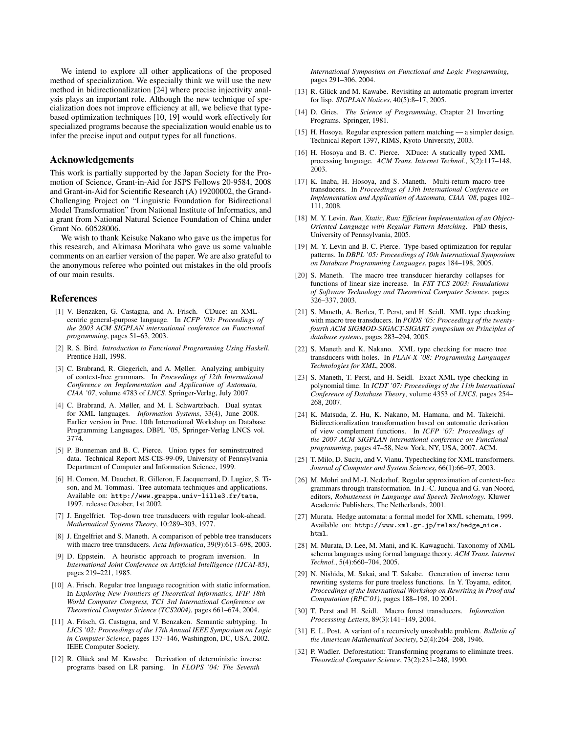We intend to explore all other applications of the proposed method of specialization. We especially think we will use the new method in bidirectionalization [24] where precise injectivity analysis plays an important role. Although the new technique of specialization does not improve efficiency at all, we believe that type-based optimization techniques [10, 19] would work effectively for specialized programs because the specialization would enable us to infer the precise input and output types for all functions.

## Acknowledgements

This work is partially supported by the Japan Society for the Promotion of Science, Grant-in-Aid for JSPS Fellows 20-9584, 2008 and Grant-in-Aid for Scientific Research (A) 19200002, the Grand-Challenging Project on "Linguistic Foundation for Bidirectional Model Transformation" from National Institute of Informatics, and a grant from National Natural Science Foundation of China under Grant No. 60528006.

We wish to thank Keisuke Nakano who gave us the impetus for this research, and Akimasa Morihata who gave us some valuable comments on an earlier version of the paper. We are also grateful to the anonymous referee who pointed out mistakes in the old proofs of our main results.

## References

[1] V. Benzaken, G. Castagna, and A. Frisch. CDuce: an XML-centric general-purpose language. In *ICFP '03: Proceedings of the 2003 ACM SIGPLAN international conference on Functional programming*, pages 51–63, 2003.

[2] R. S. Bird. *Introduction to Functional Programming Using Haskell*. Prentice Hall, 1998.

[3] C. Brabrand, R. Giegerich, and A. Møller. Analyzing ambiguity of context-free grammars. In *Proceedings of 12th International Conference on Implementation and Application of Automata, CIAA '07*, volume 4783 of *LNCS*. Springer-Verlag, July 2007.

[4] C. Brabrand, A. Møller, and M. I. Schwartzbach. Dual syntax for XML languages. *Information Systems*, 33(4), June 2008. Earlier version in Proc. 10th International Workshop on Database Programming Languages, DBPL '05, Springer-Verlag LNCS vol. 3774.

[5] P. Bunneman and B. C. Pierce. Union types for seminstrcutred data. Technical Report MS-CIS-99-09, University of Pennsylvania Department of Computer and Information Science, 1999.

[6] H. Comon, M. Dauchet, R. Gilleron, F. Jacquemard, D. Lugiez, S. Tison, and M. Tommasi. Tree automata techniques and applications. Available on: `http://www.grappa.univ-lille3.fr/tata`, 1997. release October, 1st 2002.

[7] J. Engelfriet. Top-down tree transducers with regular look-ahead. *Mathematical Systems Theory*, 10:289–303, 1977.

[8] J. Engelfriet and S. Maneth. A comparison of pebble tree transducers with macro tree transducers. *Acta Informatica*, 39(9):613–698, 2003.

[9] D. Eppstein. A heuristic approach to program inversion. In *International Joint Conference on Artificial Intelligence (IJCAI-85)*, pages 219–221, 1985.

[10] A. Frisch. Regular tree language recognition with static information. In *Exploring New Frontiers of Theoretical Informatics, IFIP 18th World Computer Congress, TC1 3rd International Conference on Theoretical Computer Science (TCS2004)*, pages 661–674, 2004.

[11] A. Frisch, G. Castagna, and V. Benzaken. Semantic subtyping. In *LICS '02: Proceedings of the 17th Annual IEEE Symposium on Logic in Computer Science*, pages 137–146, Washington, DC, USA, 2002. IEEE Computer Society.

[12] R. Glück and M. Kawabe. Derivation of deterministic inverse programs based on LR parsing. In *FLOPS '04: The Seventh International Symposium on Functional and Logic Programming*, pages 291–306, 2004.

[13] R. Glück and M. Kawabe. Revisiting an automatic program inverter for lisp. *SIGPLAN Notices*, 40(5):8–17, 2005.

[14] D. Gries. *The Science of Programming*, Chapter 21 Inverting Programs. Springer, 1981.

[15] H. Hosoya. Regular expression pattern matching — a simpler design. Technical Report 1397, RIMS, Kyoto University, 2003.

[16] H. Hosoya and B. C. Pierce. XDuce: A statically typed XML processing language. *ACM Trans. Internet Technol.*, 3(2):117–148, 2003.

[17] K. Inaba, H. Hosoya, and S. Maneth. Multi-return macro tree transducers. In *Proceedings of 13th International Conference on Implementation and Application of Automata, CIAA '08*, pages 102–111, 2008.

[18] M. Y. Levin. *Run, Xtatic, Run: Efficient Implementation of an Object-Oriented Language with Regular Pattern Matching*. PhD thesis, University of Pennsylvania, 2005.

[19] M. Y. Levin and B. C. Pierce. Type-based optimization for regular patterns. In *DBPL '05: Proceedings of 10th International Symposium on Database Programming Languages*, pages 184–198, 2005.

[20] S. Maneth. The macro tree transducer hierarchy collapses for functions of linear size increase. In *FST TCS 2003: Foundations of Software Technology and Theoretical Computer Science*, pages 326–337, 2003.

[21] S. Maneth, A. Berlea, T. Perst, and H. Seidl. XML type checking with macro tree transducers. In *PODS '05: Proceedings of the twenty-fourth ACM SIGMOD-SIGACT-SIGART symposium on Principles of database systems*, pages 283–294, 2005.

[22] S. Maneth and K. Nakano. XML type checking for macro tree transducers with holes. In *PLAN-X '08: Programming Languages Technologies for XML*, 2008.

[23] S. Maneth, T. Perst, and H. Seidl. Exact XML type checking in polynomial time. In *ICDT '07: Proceedings of the 11th International Conference of Database Theory*, volume 4353 of *LNCS*, pages 254–268, 2007.

[24] K. Matsuda, Z. Hu, K. Nakano, M. Hamana, and M. Takeichi. Bidirectionalization transformation based on automatic derivation of view complement functions. In *ICFP '07: Proceedings of the 2007 ACM SIGPLAN international conference on Functional programming*, pages 47–58, New York, NY, USA, 2007. ACM.

[25] T. Milo, D. Suciu, and V. Vianu. Typechecking for XML transformers. *Journal of Computer and System Sciences*, 66(1):66–97, 2003.

[26] M. Mohri and M.-J. Nederhof. Regular approximation of context-free grammars through transformation. In J.-C. Junqua and G. van Noord, editors, *Robusteness in Language and Speech Technology*. Kluwer Academic Publishers, The Netherlands, 2001.

[27] Murata. Hedge automata: a formal model for XML schemata, 1999. Available on: `http://www.xml.gr.jp/relax/hedge_nice.html`.

[28] M. Murata, D. Lee, M. Mani, and K. Kawaguchi. Taxonomy of XML schema languages using formal language theory. *ACM Trans. Internet Technol.*, 5(4):660–704, 2005.

[29] N. Nishida, M. Sakai, and T. Sakabe. Generation of inverse term rewriting systems for pure treeless functions. In Y. Toyama, editor, *Proceedings of the International Workshop on Rewriting in Proof and Computation (RPC'01)*, pages 188–198, 10 2001.

[30] T. Perst and H. Seidl. Macro forest transducers. *Information Processsing Letters*, 89(3):141–149, 2004.

[31] E. L. Post. A variant of a recursively unsolvable problem. *Bulletin of the American Mathematical Society*, 52(4):264–268, 1946.

[32] P. Wadler. Deforestation: Transforming programs to eliminate trees. *Theoretical Computer Science*, 73(2):231–248, 1990.